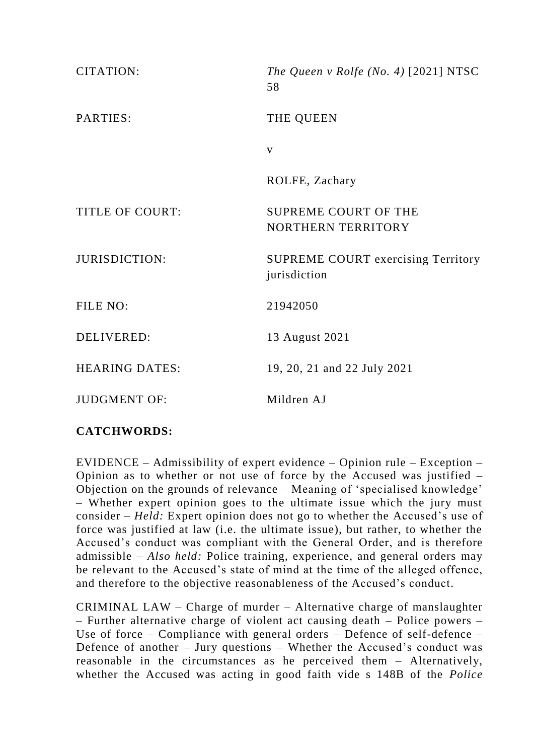| | |
|---|---|
| CITATION: | *The Queen v Rolfe (No. 4)* [2021] NTSC 58 |
| PARTIES: | THE QUEEN |
| | v |
| | ROLFE, Zachary |
| TITLE OF COURT: | SUPREME COURT OF THE NORTHERN TERRITORY |
| JURISDICTION: | SUPREME COURT exercising Territory jurisdiction |
| FILE NO: | 21942050 |
| DELIVERED: | 13 August 2021 |
| HEARING DATES: | 19, 20, 21 and 22 July 2021 |
| JUDGMENT OF: | Mildren AJ |

**CATCHWORDS:**

EVIDENCE – Admissibility of expert evidence – Opinion rule – Exception – Opinion as to whether or not use of force by the Accused was justified – Objection on the grounds of relevance – Meaning of 'specialised knowledge' – Whether expert opinion goes to the ultimate issue which the jury must consider – *Held:* Expert opinion does not go to whether the Accused's use of force was justified at law (i.e. the ultimate issue), but rather, to whether the Accused's conduct was compliant with the General Order, and is therefore admissible – *Also held:* Police training, experience, and general orders may be relevant to the Accused's state of mind at the time of the alleged offence, and therefore to the objective reasonableness of the Accused's conduct.

CRIMINAL LAW – Charge of murder – Alternative charge of manslaughter – Further alternative charge of violent act causing death – Police powers – Use of force – Compliance with general orders – Defence of self-defence – Defence of another – Jury questions – Whether the Accused's conduct was reasonable in the circumstances as he perceived them – Alternatively, whether the Accused was acting in good faith vide s 148B of the *Police*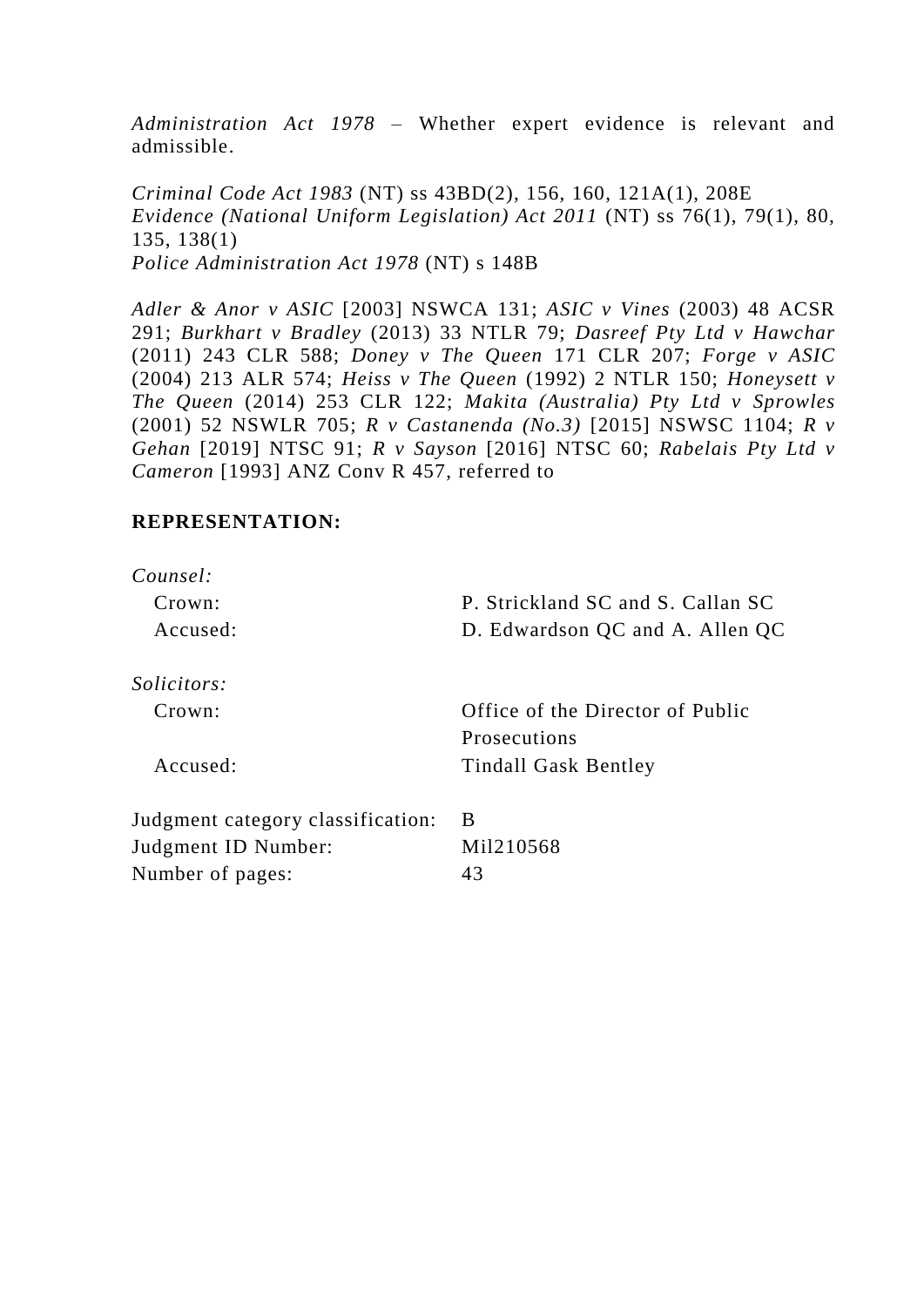*Administration Act 1978* – Whether expert evidence is relevant and admissible.

*Criminal Code Act 1983* (NT) ss 43BD(2), 156, 160, 121A(1), 208E
*Evidence (National Uniform Legislation) Act 2011* (NT) ss 76(1), 79(1), 80, 135, 138(1)
*Police Administration Act 1978* (NT) s 148B

*Adler & Anor v ASIC* [2003] NSWCA 131; *ASIC v Vines* (2003) 48 ACSR 291; *Burkhart v Bradley* (2013) 33 NTLR 79; *Dasreef Pty Ltd v Hawchar* (2011) 243 CLR 588; *Doney v The Queen* 171 CLR 207; *Forge v ASIC* (2004) 213 ALR 574; *Heiss v The Queen* (1992) 2 NTLR 150; *Honeysett v The Queen* (2014) 253 CLR 122; *Makita (Australia) Pty Ltd v Sprowles* (2001) 52 NSWLR 705; *R v Castanenda (No.3)* [2015] NSWSC 1104; *R v Gehan* [2019] NTSC 91; *R v Sayson* [2016] NTSC 60; *Rabelais Pty Ltd v Cameron* [1993] ANZ Conv R 457, referred to

**REPRESENTATION:**

*Counsel:*

| | |
|---|---|
| Crown: | P. Strickland SC and S. Callan SC |
| Accused: | D. Edwardson QC and A. Allen QC |

*Solicitors:*

| | |
|---|---|
| Crown: | Office of the Director of Public Prosecutions |
| Accused: | Tindall Gask Bentley |

| | |
|---|---|
| Judgment category classification: | B |
| Judgment ID Number: | Mil210568 |
| Number of pages: | 43 |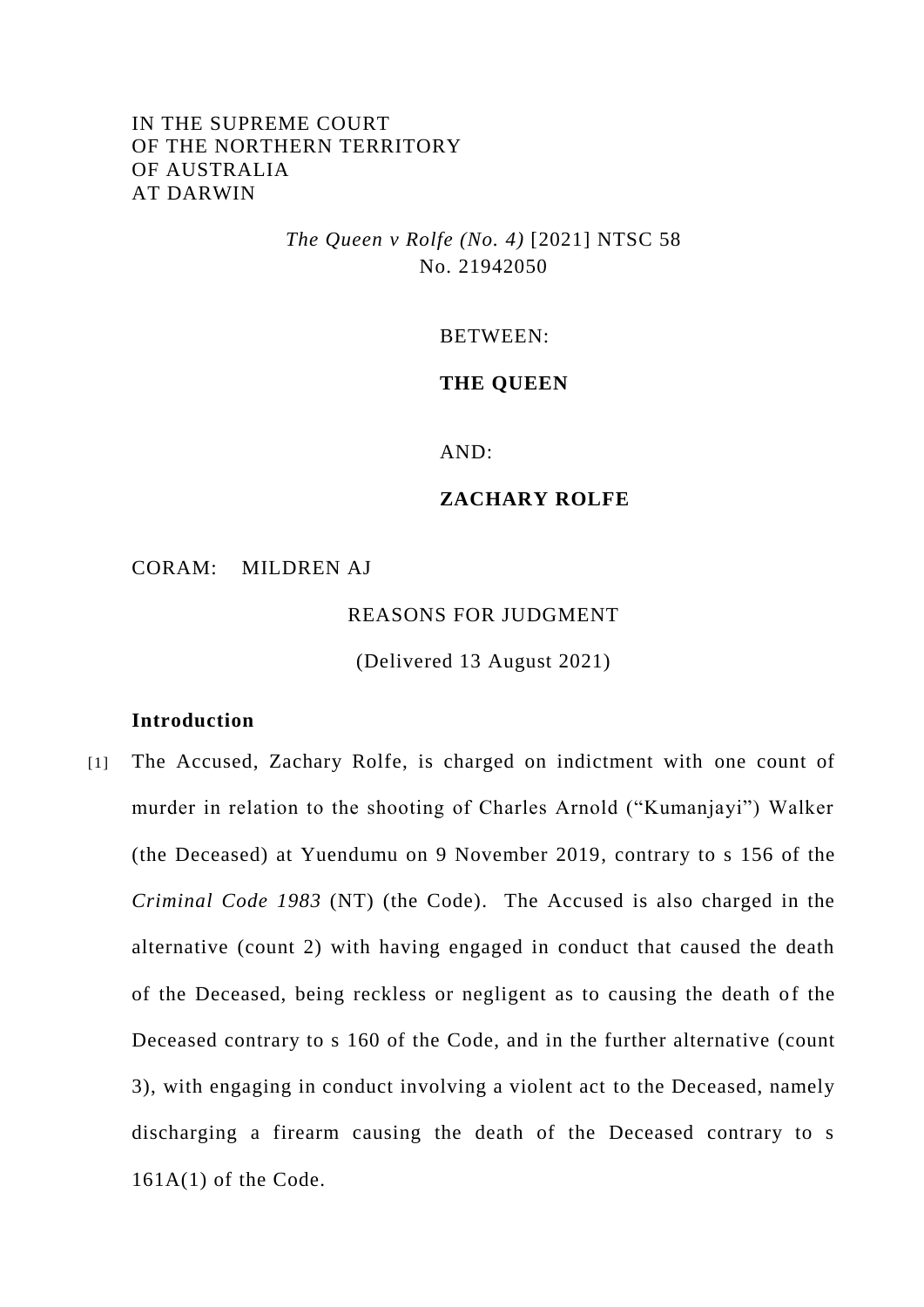IN THE SUPREME COURT
OF THE NORTHERN TERRITORY
OF AUSTRALIA
AT DARWIN

*The Queen v Rolfe (No. 4)* [2021] NTSC 58
No. 21942050

BETWEEN:

**THE QUEEN**

AND:

**ZACHARY ROLFE**

CORAM: MILDREN AJ

REASONS FOR JUDGMENT

(Delivered 13 August 2021)

**Introduction**

[1] The Accused, Zachary Rolfe, is charged on indictment with one count of murder in relation to the shooting of Charles Arnold ("Kumanjayi") Walker (the Deceased) at Yuendumu on 9 November 2019, contrary to s 156 of the *Criminal Code 1983* (NT) (the Code). The Accused is also charged in the alternative (count 2) with having engaged in conduct that caused the death of the Deceased, being reckless or negligent as to causing the death of the Deceased contrary to s 160 of the Code, and in the further alternative (count 3), with engaging in conduct involving a violent act to the Deceased, namely discharging a firearm causing the death of the Deceased contrary to s 161A(1) of the Code.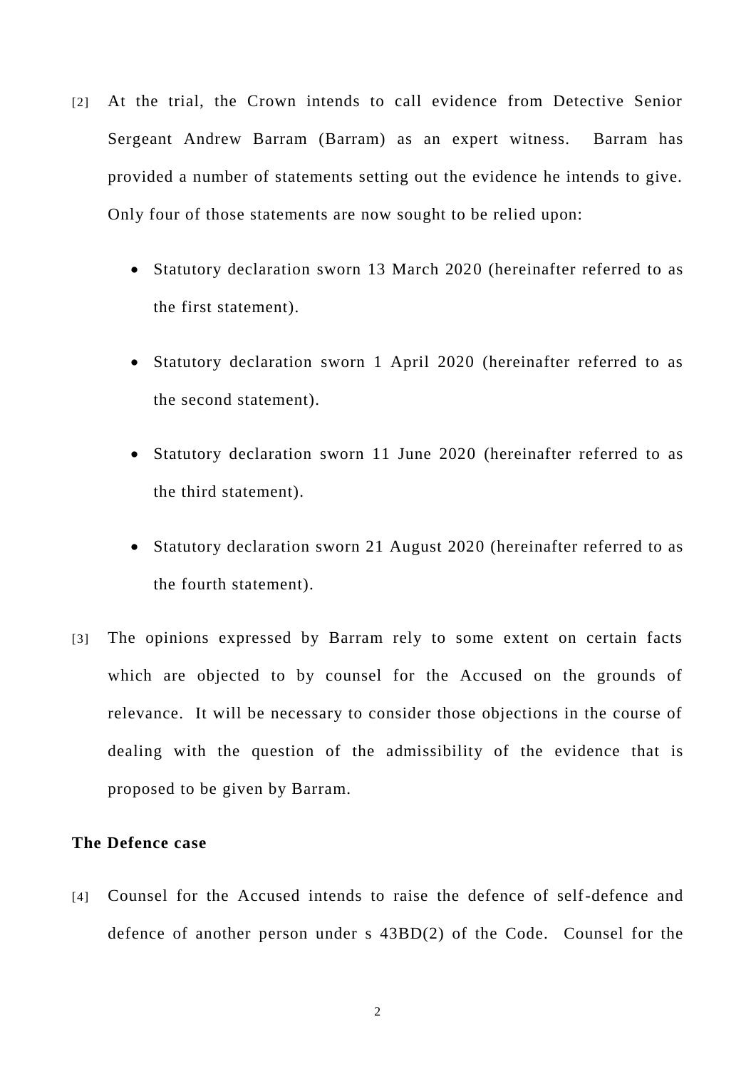[2] At the trial, the Crown intends to call evidence from Detective Senior Sergeant Andrew Barram (Barram) as an expert witness. Barram has provided a number of statements setting out the evidence he intends to give. Only four of those statements are now sought to be relied upon:

- Statutory declaration sworn 13 March 2020 (hereinafter referred to as the first statement).
- Statutory declaration sworn 1 April 2020 (hereinafter referred to as the second statement).
- Statutory declaration sworn 11 June 2020 (hereinafter referred to as the third statement).
- Statutory declaration sworn 21 August 2020 (hereinafter referred to as the fourth statement).

[3] The opinions expressed by Barram rely to some extent on certain facts which are objected to by counsel for the Accused on the grounds of relevance. It will be necessary to consider those objections in the course of dealing with the question of the admissibility of the evidence that is proposed to be given by Barram.

**The Defence case**

[4] Counsel for the Accused intends to raise the defence of self-defence and defence of another person under s 43BD(2) of the Code. Counsel for the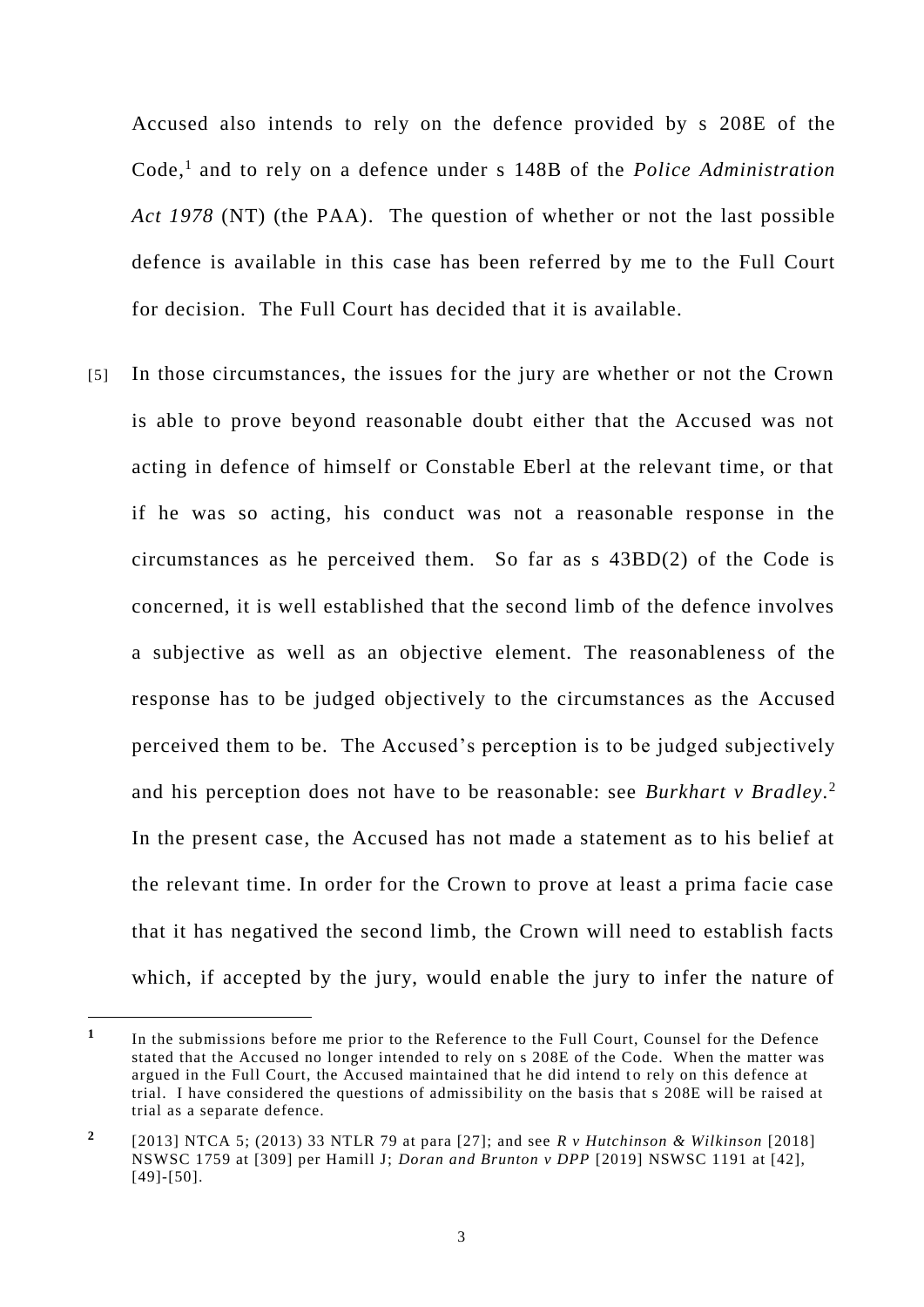Accused also intends to rely on the defence provided by s 208E of the Code,[1] and to rely on a defence under s 148B of the *Police Administration Act 1978* (NT) (the PAA). The question of whether or not the last possible defence is available in this case has been referred by me to the Full Court for decision. The Full Court has decided that it is available.

[5] In those circumstances, the issues for the jury are whether or not the Crown is able to prove beyond reasonable doubt either that the Accused was not acting in defence of himself or Constable Eberl at the relevant time, or that if he was so acting, his conduct was not a reasonable response in the circumstances as he perceived them. So far as s 43BD(2) of the Code is concerned, it is well established that the second limb of the defence involves a subjective as well as an objective element. The reasonableness of the response has to be judged objectively to the circumstances as the Accused perceived them to be. The Accused's perception is to be judged subjectively and his perception does not have to be reasonable: see *Burkhart v Bradley*.[2] In the present case, the Accused has not made a statement as to his belief at the relevant time. In order for the Crown to prove at least a prima facie case that it has negatived the second limb, the Crown will need to establish facts which, if accepted by the jury, would enable the jury to infer the nature of

---

[1] In the submissions before me prior to the Reference to the Full Court, Counsel for the Defence stated that the Accused no longer intended to rely on s 208E of the Code. When the matter was argued in the Full Court, the Accused maintained that he did intend to rely on this defence at trial. I have considered the questions of admissibility on the basis that s 208E will be raised at trial as a separate defence.

[2] [2013] NTCA 5; (2013) 33 NTLR 79 at para [27]; and see *R v Hutchinson & Wilkinson* [2018] NSWSC 1759 at [309] per Hamill J; *Doran and Brunton v DPP* [2019] NSWSC 1191 at [42], [49]-[50].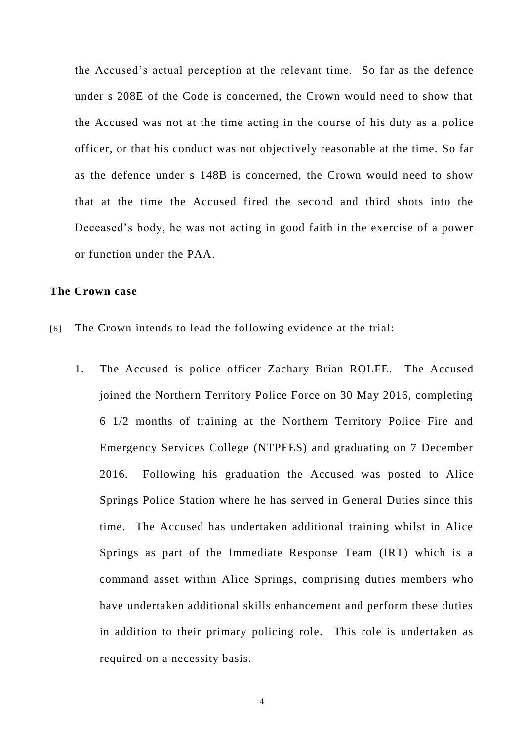the Accused's actual perception at the relevant time. So far as the defence under s 208E of the Code is concerned, the Crown would need to show that the Accused was not at the time acting in the course of his duty as a police officer, or that his conduct was not objectively reasonable at the time. So far as the defence under s 148B is concerned, the Crown would need to show that at the time the Accused fired the second and third shots into the Deceased's body, he was not acting in good faith in the exercise of a power or function under the PAA.

**The Crown case**

[6] The Crown intends to lead the following evidence at the trial:

1. The Accused is police officer Zachary Brian ROLFE. The Accused joined the Northern Territory Police Force on 30 May 2016, completing 6 1/2 months of training at the Northern Territory Police Fire and Emergency Services College (NTPFES) and graduating on 7 December 2016. Following his graduation the Accused was posted to Alice Springs Police Station where he has served in General Duties since this time. The Accused has undertaken additional training whilst in Alice Springs as part of the Immediate Response Team (IRT) which is a command asset within Alice Springs, comprising duties members who have undertaken additional skills enhancement and perform these duties in addition to their primary policing role. This role is undertaken as required on a necessity basis.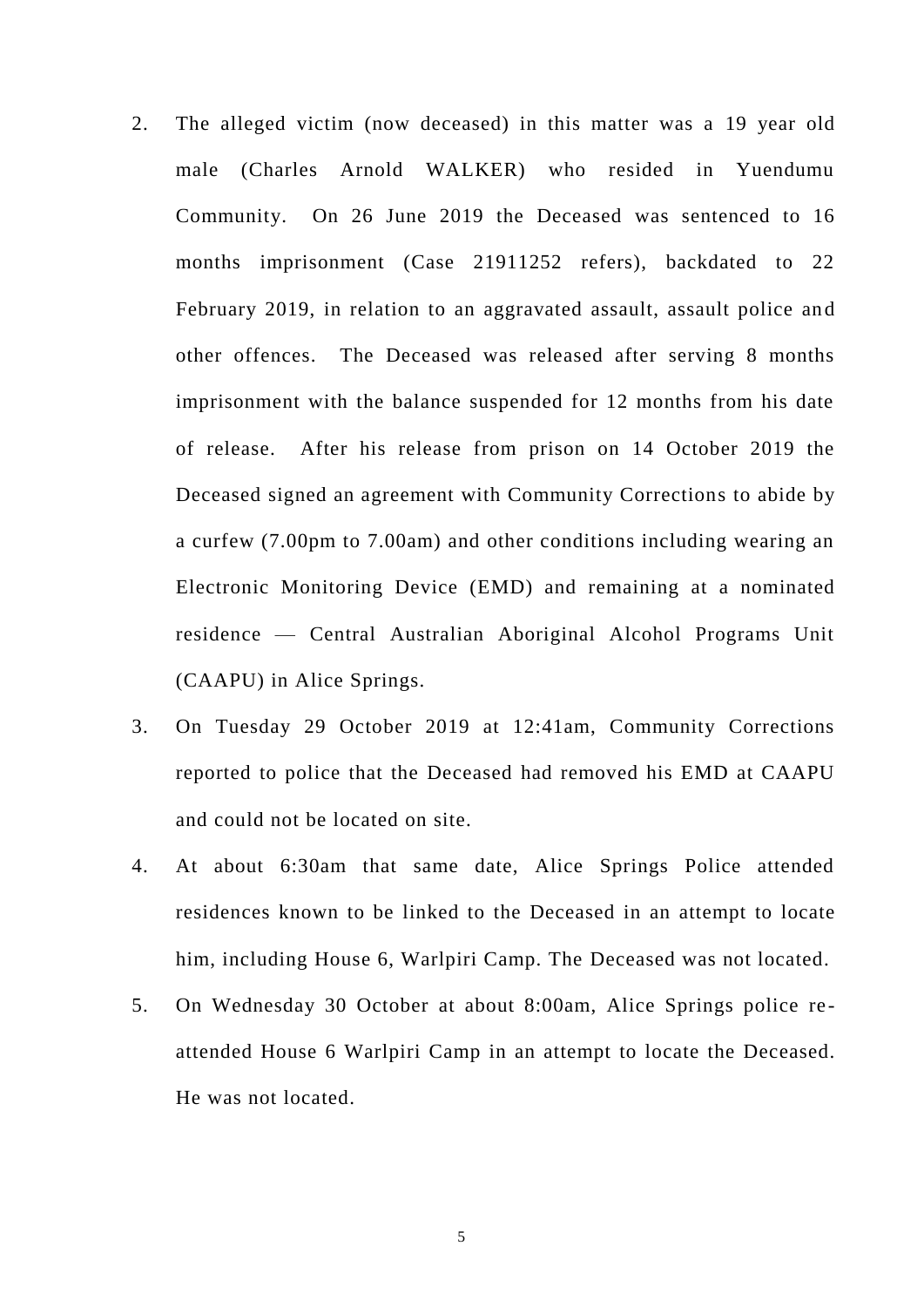2. The alleged victim (now deceased) in this matter was a 19 year old male (Charles Arnold WALKER) who resided in Yuendumu Community. On 26 June 2019 the Deceased was sentenced to 16 months imprisonment (Case 21911252 refers), backdated to 22 February 2019, in relation to an aggravated assault, assault police and other offences. The Deceased was released after serving 8 months imprisonment with the balance suspended for 12 months from his date of release. After his release from prison on 14 October 2019 the Deceased signed an agreement with Community Corrections to abide by a curfew (7.00pm to 7.00am) and other conditions including wearing an Electronic Monitoring Device (EMD) and remaining at a nominated residence — Central Australian Aboriginal Alcohol Programs Unit (CAAPU) in Alice Springs.

3. On Tuesday 29 October 2019 at 12:41am, Community Corrections reported to police that the Deceased had removed his EMD at CAAPU and could not be located on site.

4. At about 6:30am that same date, Alice Springs Police attended residences known to be linked to the Deceased in an attempt to locate him, including House 6, Warlpiri Camp. The Deceased was not located.

5. On Wednesday 30 October at about 8:00am, Alice Springs police re-attended House 6 Warlpiri Camp in an attempt to locate the Deceased. He was not located.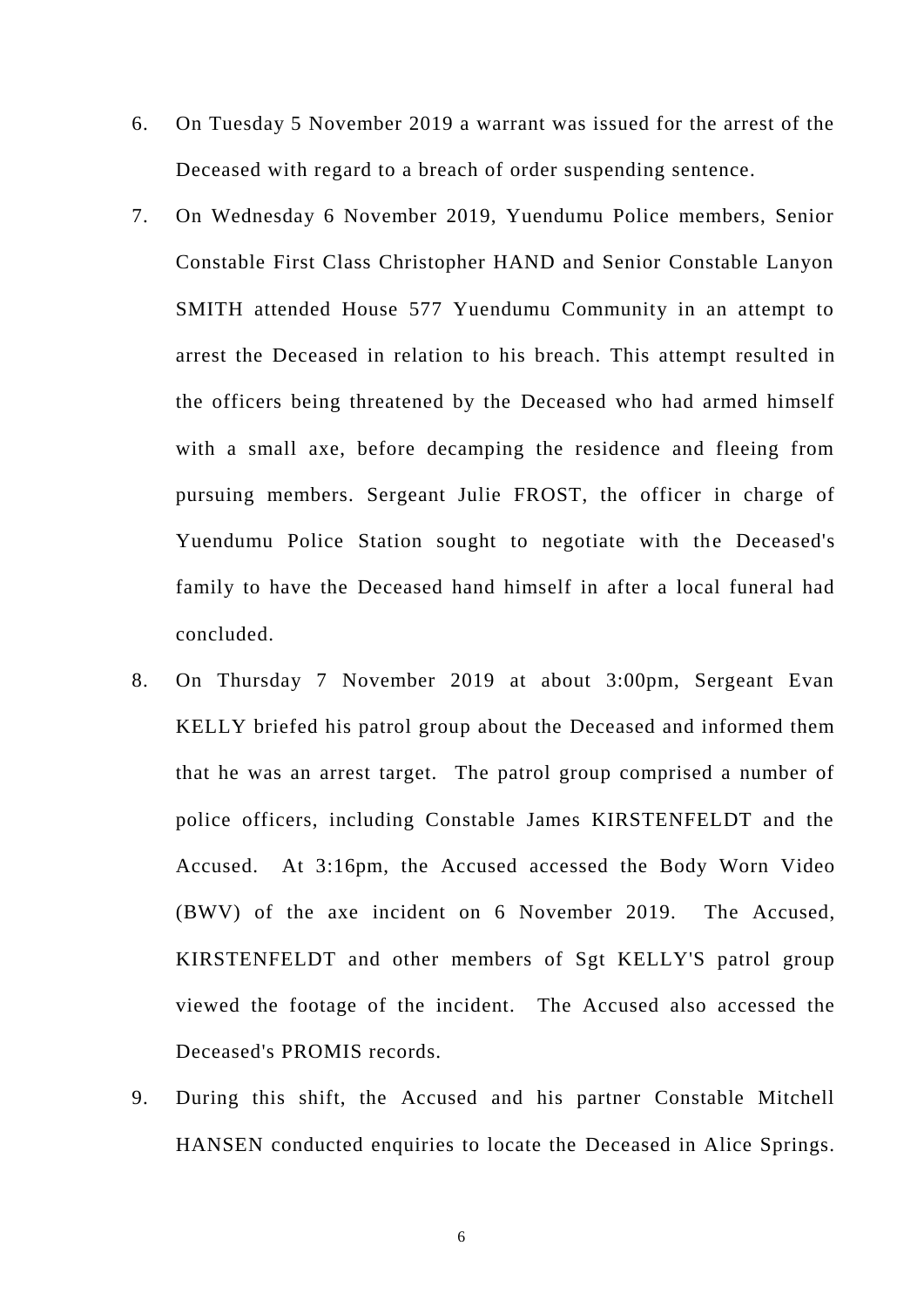6. On Tuesday 5 November 2019 a warrant was issued for the arrest of the Deceased with regard to a breach of order suspending sentence.

7. On Wednesday 6 November 2019, Yuendumu Police members, Senior Constable First Class Christopher HAND and Senior Constable Lanyon SMITH attended House 577 Yuendumu Community in an attempt to arrest the Deceased in relation to his breach. This attempt resulted in the officers being threatened by the Deceased who had armed himself with a small axe, before decamping the residence and fleeing from pursuing members. Sergeant Julie FROST, the officer in charge of Yuendumu Police Station sought to negotiate with the Deceased's family to have the Deceased hand himself in after a local funeral had concluded.

8. On Thursday 7 November 2019 at about 3:00pm, Sergeant Evan KELLY briefed his patrol group about the Deceased and informed them that he was an arrest target. The patrol group comprised a number of police officers, including Constable James KIRSTENFELDT and the Accused. At 3:16pm, the Accused accessed the Body Worn Video (BWV) of the axe incident on 6 November 2019. The Accused, KIRSTENFELDT and other members of Sgt KELLY'S patrol group viewed the footage of the incident. The Accused also accessed the Deceased's PROMIS records.

9. During this shift, the Accused and his partner Constable Mitchell HANSEN conducted enquiries to locate the Deceased in Alice Springs.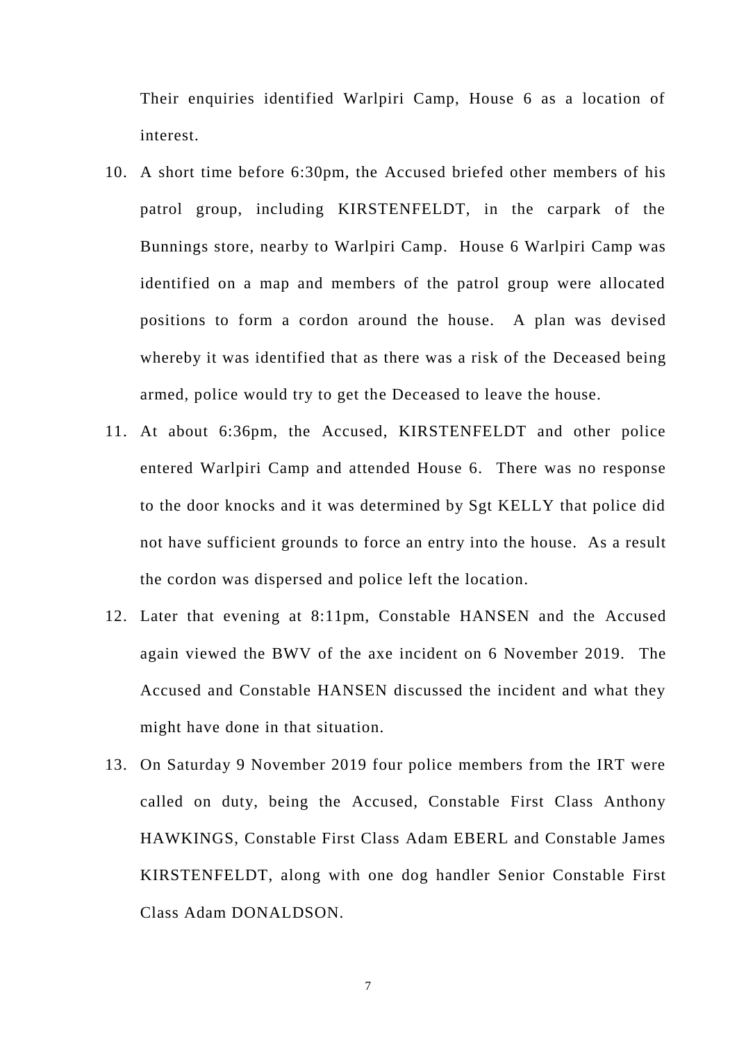Their enquiries identified Warlpiri Camp, House 6 as a location of interest.

10. A short time before 6:30pm, the Accused briefed other members of his patrol group, including KIRSTENFELDT, in the carpark of the Bunnings store, nearby to Warlpiri Camp. House 6 Warlpiri Camp was identified on a map and members of the patrol group were allocated positions to form a cordon around the house. A plan was devised whereby it was identified that as there was a risk of the Deceased being armed, police would try to get the Deceased to leave the house.
11. At about 6:36pm, the Accused, KIRSTENFELDT and other police entered Warlpiri Camp and attended House 6. There was no response to the door knocks and it was determined by Sgt KELLY that police did not have sufficient grounds to force an entry into the house. As a result the cordon was dispersed and police left the location.
12. Later that evening at 8:11pm, Constable HANSEN and the Accused again viewed the BWV of the axe incident on 6 November 2019. The Accused and Constable HANSEN discussed the incident and what they might have done in that situation.
13. On Saturday 9 November 2019 four police members from the IRT were called on duty, being the Accused, Constable First Class Anthony HAWKINGS, Constable First Class Adam EBERL and Constable James KIRSTENFELDT, along with one dog handler Senior Constable First Class Adam DONALDSON.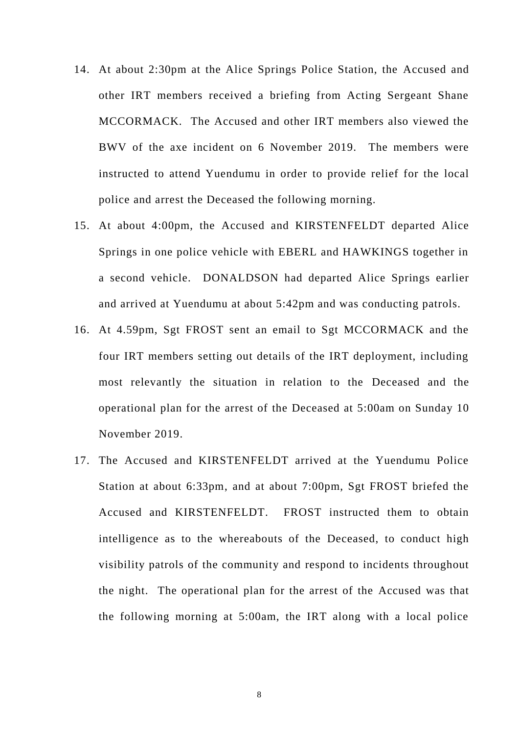14. At about 2:30pm at the Alice Springs Police Station, the Accused and other IRT members received a briefing from Acting Sergeant Shane MCCORMACK. The Accused and other IRT members also viewed the BWV of the axe incident on 6 November 2019. The members were instructed to attend Yuendumu in order to provide relief for the local police and arrest the Deceased the following morning.
15. At about 4:00pm, the Accused and KIRSTENFELDT departed Alice Springs in one police vehicle with EBERL and HAWKINGS together in a second vehicle. DONALDSON had departed Alice Springs earlier and arrived at Yuendumu at about 5:42pm and was conducting patrols.
16. At 4.59pm, Sgt FROST sent an email to Sgt MCCORMACK and the four IRT members setting out details of the IRT deployment, including most relevantly the situation in relation to the Deceased and the operational plan for the arrest of the Deceased at 5:00am on Sunday 10 November 2019.
17. The Accused and KIRSTENFELDT arrived at the Yuendumu Police Station at about 6:33pm, and at about 7:00pm, Sgt FROST briefed the Accused and KIRSTENFELDT. FROST instructed them to obtain intelligence as to the whereabouts of the Deceased, to conduct high visibility patrols of the community and respond to incidents throughout the night. The operational plan for the arrest of the Accused was that the following morning at 5:00am, the IRT along with a local police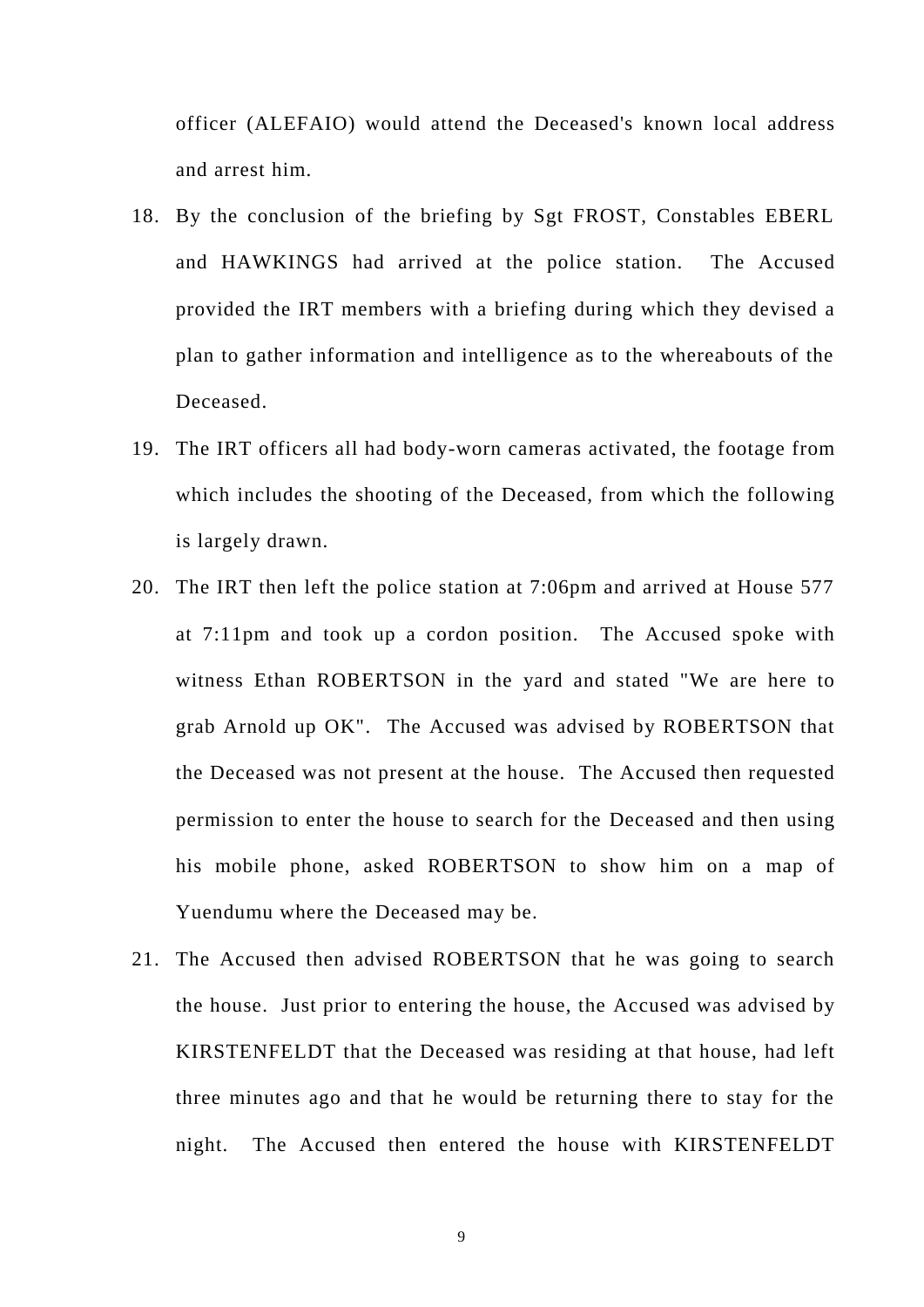officer (ALEFAIO) would attend the Deceased's known local address and arrest him.

18. By the conclusion of the briefing by Sgt FROST, Constables EBERL and HAWKINGS had arrived at the police station. The Accused provided the IRT members with a briefing during which they devised a plan to gather information and intelligence as to the whereabouts of the Deceased.

19. The IRT officers all had body-worn cameras activated, the footage from which includes the shooting of the Deceased, from which the following is largely drawn.

20. The IRT then left the police station at 7:06pm and arrived at House 577 at 7:11pm and took up a cordon position. The Accused spoke with witness Ethan ROBERTSON in the yard and stated "We are here to grab Arnold up OK". The Accused was advised by ROBERTSON that the Deceased was not present at the house. The Accused then requested permission to enter the house to search for the Deceased and then using his mobile phone, asked ROBERTSON to show him on a map of Yuendumu where the Deceased may be.

21. The Accused then advised ROBERTSON that he was going to search the house. Just prior to entering the house, the Accused was advised by KIRSTENFELDT that the Deceased was residing at that house, had left three minutes ago and that he would be returning there to stay for the night. The Accused then entered the house with KIRSTENFELDT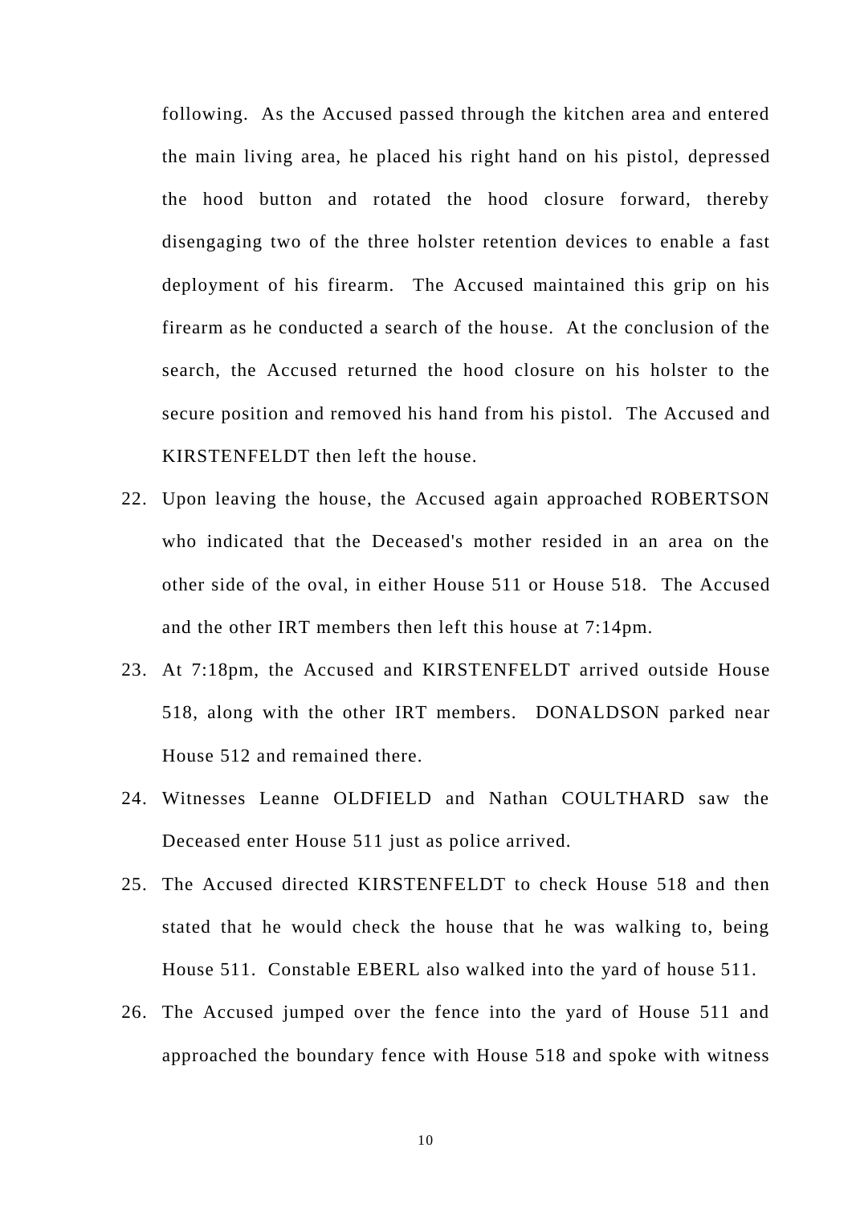following. As the Accused passed through the kitchen area and entered the main living area, he placed his right hand on his pistol, depressed the hood button and rotated the hood closure forward, thereby disengaging two of the three holster retention devices to enable a fast deployment of his firearm. The Accused maintained this grip on his firearm as he conducted a search of the house. At the conclusion of the search, the Accused returned the hood closure on his holster to the secure position and removed his hand from his pistol. The Accused and KIRSTENFELDT then left the house.

22. Upon leaving the house, the Accused again approached ROBERTSON who indicated that the Deceased's mother resided in an area on the other side of the oval, in either House 511 or House 518. The Accused and the other IRT members then left this house at 7:14pm.

23. At 7:18pm, the Accused and KIRSTENFELDT arrived outside House 518, along with the other IRT members. DONALDSON parked near House 512 and remained there.

24. Witnesses Leanne OLDFIELD and Nathan COULTHARD saw the Deceased enter House 511 just as police arrived.

25. The Accused directed KIRSTENFELDT to check House 518 and then stated that he would check the house that he was walking to, being House 511. Constable EBERL also walked into the yard of house 511.

26. The Accused jumped over the fence into the yard of House 511 and approached the boundary fence with House 518 and spoke with witness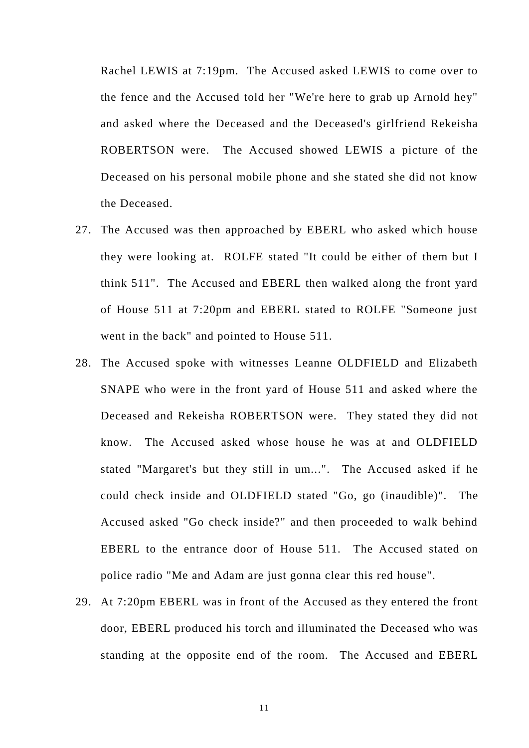Rachel LEWIS at 7:19pm. The Accused asked LEWIS to come over to the fence and the Accused told her "We're here to grab up Arnold hey" and asked where the Deceased and the Deceased's girlfriend Rekeisha ROBERTSON were. The Accused showed LEWIS a picture of the Deceased on his personal mobile phone and she stated she did not know the Deceased.

27. The Accused was then approached by EBERL who asked which house they were looking at. ROLFE stated "It could be either of them but I think 511". The Accused and EBERL then walked along the front yard of House 511 at 7:20pm and EBERL stated to ROLFE "Someone just went in the back" and pointed to House 511.

28. The Accused spoke with witnesses Leanne OLDFIELD and Elizabeth SNAPE who were in the front yard of House 511 and asked where the Deceased and Rekeisha ROBERTSON were. They stated they did not know. The Accused asked whose house he was at and OLDFIELD stated "Margaret's but they still in um...". The Accused asked if he could check inside and OLDFIELD stated "Go, go (inaudible)". The Accused asked "Go check inside?" and then proceeded to walk behind EBERL to the entrance door of House 511. The Accused stated on police radio "Me and Adam are just gonna clear this red house".

29. At 7:20pm EBERL was in front of the Accused as they entered the front door, EBERL produced his torch and illuminated the Deceased who was standing at the opposite end of the room. The Accused and EBERL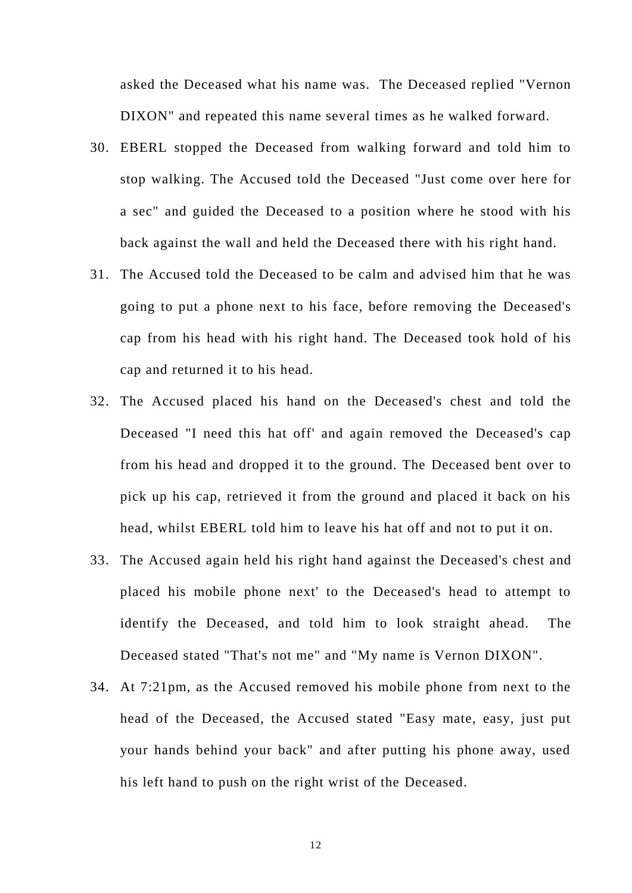asked the Deceased what his name was. The Deceased replied "Vernon DIXON" and repeated this name several times as he walked forward.

30. EBERL stopped the Deceased from walking forward and told him to stop walking. The Accused told the Deceased "Just come over here for a sec" and guided the Deceased to a position where he stood with his back against the wall and held the Deceased there with his right hand.

31. The Accused told the Deceased to be calm and advised him that he was going to put a phone next to his face, before removing the Deceased's cap from his head with his right hand. The Deceased took hold of his cap and returned it to his head.

32. The Accused placed his hand on the Deceased's chest and told the Deceased "I need this hat off' and again removed the Deceased's cap from his head and dropped it to the ground. The Deceased bent over to pick up his cap, retrieved it from the ground and placed it back on his head, whilst EBERL told him to leave his hat off and not to put it on.

33. The Accused again held his right hand against the Deceased's chest and placed his mobile phone next' to the Deceased's head to attempt to identify the Deceased, and told him to look straight ahead. The Deceased stated "That's not me" and "My name is Vernon DIXON".

34. At 7:21pm, as the Accused removed his mobile phone from next to the head of the Deceased, the Accused stated "Easy mate, easy, just put your hands behind your back" and after putting his phone away, used his left hand to push on the right wrist of the Deceased.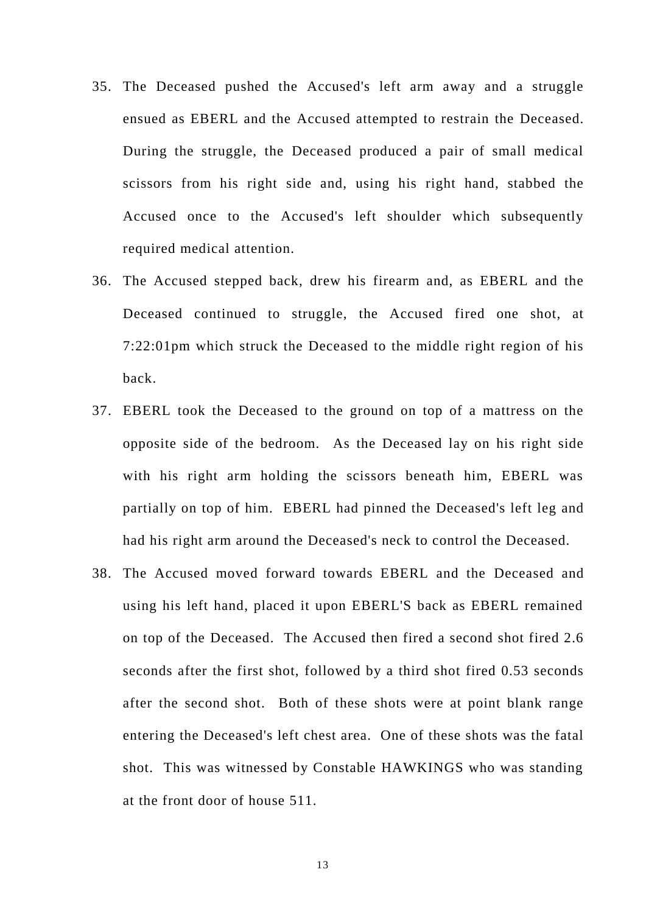35. The Deceased pushed the Accused's left arm away and a struggle ensued as EBERL and the Accused attempted to restrain the Deceased. During the struggle, the Deceased produced a pair of small medical scissors from his right side and, using his right hand, stabbed the Accused once to the Accused's left shoulder which subsequently required medical attention.
36. The Accused stepped back, drew his firearm and, as EBERL and the Deceased continued to struggle, the Accused fired one shot, at 7:22:01pm which struck the Deceased to the middle right region of his back.
37. EBERL took the Deceased to the ground on top of a mattress on the opposite side of the bedroom. As the Deceased lay on his right side with his right arm holding the scissors beneath him, EBERL was partially on top of him. EBERL had pinned the Deceased's left leg and had his right arm around the Deceased's neck to control the Deceased.
38. The Accused moved forward towards EBERL and the Deceased and using his left hand, placed it upon EBERL'S back as EBERL remained on top of the Deceased. The Accused then fired a second shot fired 2.6 seconds after the first shot, followed by a third shot fired 0.53 seconds after the second shot. Both of these shots were at point blank range entering the Deceased's left chest area. One of these shots was the fatal shot. This was witnessed by Constable HAWKINGS who was standing at the front door of house 511.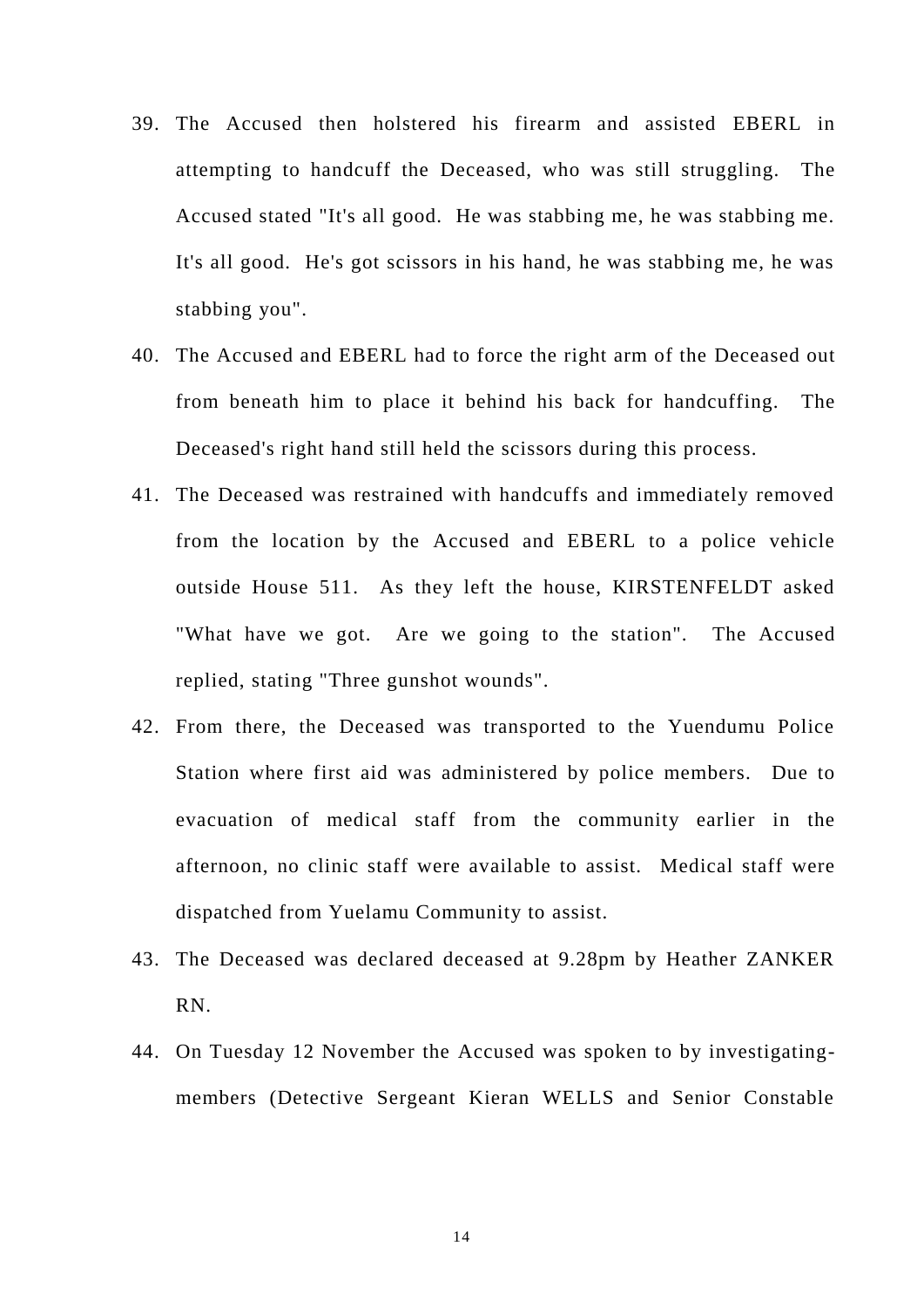39. The Accused then holstered his firearm and assisted EBERL in attempting to handcuff the Deceased, who was still struggling. The Accused stated "It's all good. He was stabbing me, he was stabbing me. It's all good. He's got scissors in his hand, he was stabbing me, he was stabbing you".
40. The Accused and EBERL had to force the right arm of the Deceased out from beneath him to place it behind his back for handcuffing. The Deceased's right hand still held the scissors during this process.
41. The Deceased was restrained with handcuffs and immediately removed from the location by the Accused and EBERL to a police vehicle outside House 511. As they left the house, KIRSTENFELDT asked "What have we got. Are we going to the station". The Accused replied, stating "Three gunshot wounds".
42. From there, the Deceased was transported to the Yuendumu Police Station where first aid was administered by police members. Due to evacuation of medical staff from the community earlier in the afternoon, no clinic staff were available to assist. Medical staff were dispatched from Yuelamu Community to assist.
43. The Deceased was declared deceased at 9.28pm by Heather ZANKER RN.
44. On Tuesday 12 November the Accused was spoken to by investigating-members (Detective Sergeant Kieran WELLS and Senior Constable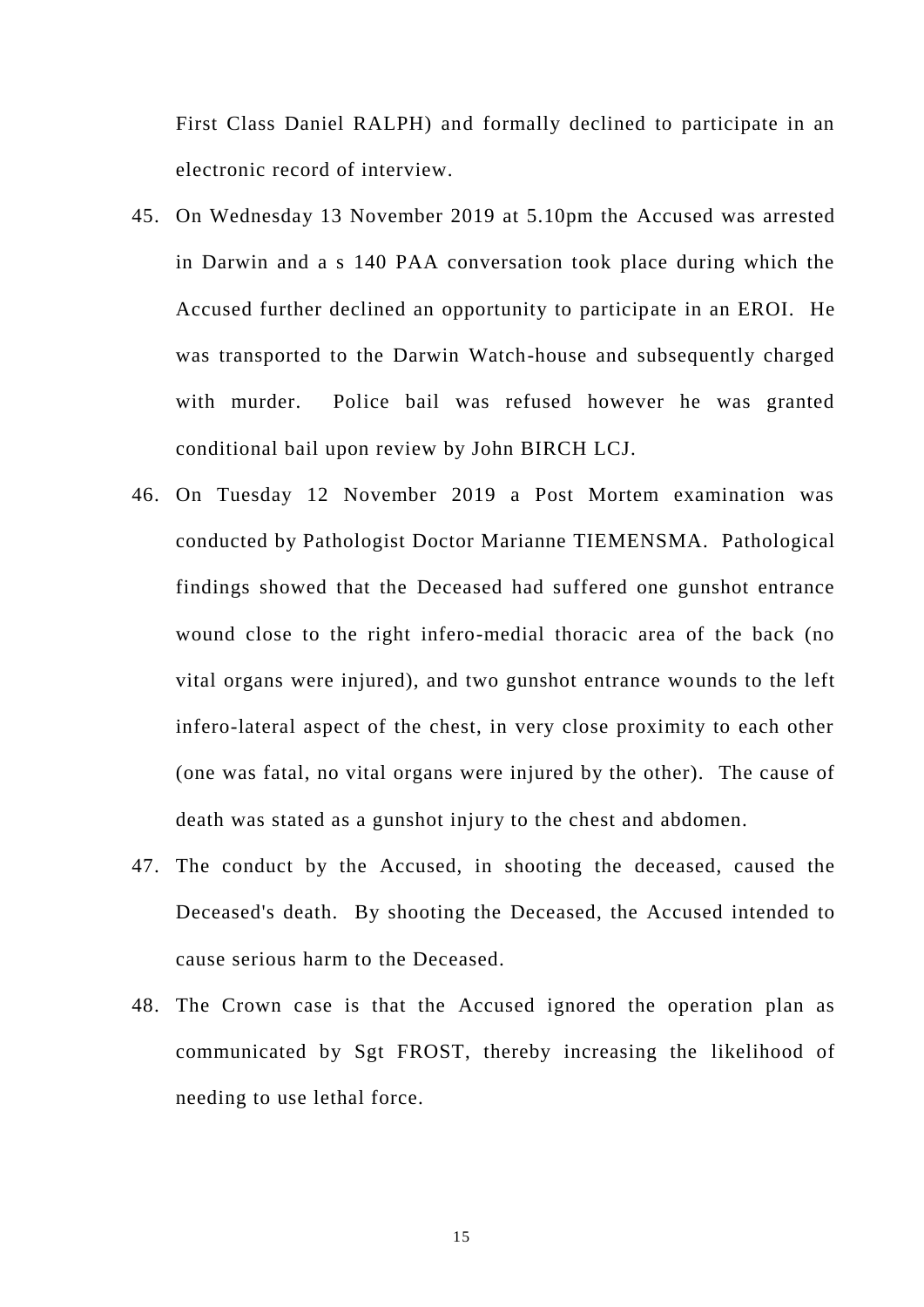First Class Daniel RALPH) and formally declined to participate in an electronic record of interview.

45. On Wednesday 13 November 2019 at 5.10pm the Accused was arrested in Darwin and a s 140 PAA conversation took place during which the Accused further declined an opportunity to participate in an EROI. He was transported to the Darwin Watch-house and subsequently charged with murder. Police bail was refused however he was granted conditional bail upon review by John BIRCH LCJ.

46. On Tuesday 12 November 2019 a Post Mortem examination was conducted by Pathologist Doctor Marianne TIEMENSMA. Pathological findings showed that the Deceased had suffered one gunshot entrance wound close to the right infero-medial thoracic area of the back (no vital organs were injured), and two gunshot entrance wounds to the left infero-lateral aspect of the chest, in very close proximity to each other (one was fatal, no vital organs were injured by the other). The cause of death was stated as a gunshot injury to the chest and abdomen.

47. The conduct by the Accused, in shooting the deceased, caused the Deceased's death. By shooting the Deceased, the Accused intended to cause serious harm to the Deceased.

48. The Crown case is that the Accused ignored the operation plan as communicated by Sgt FROST, thereby increasing the likelihood of needing to use lethal force.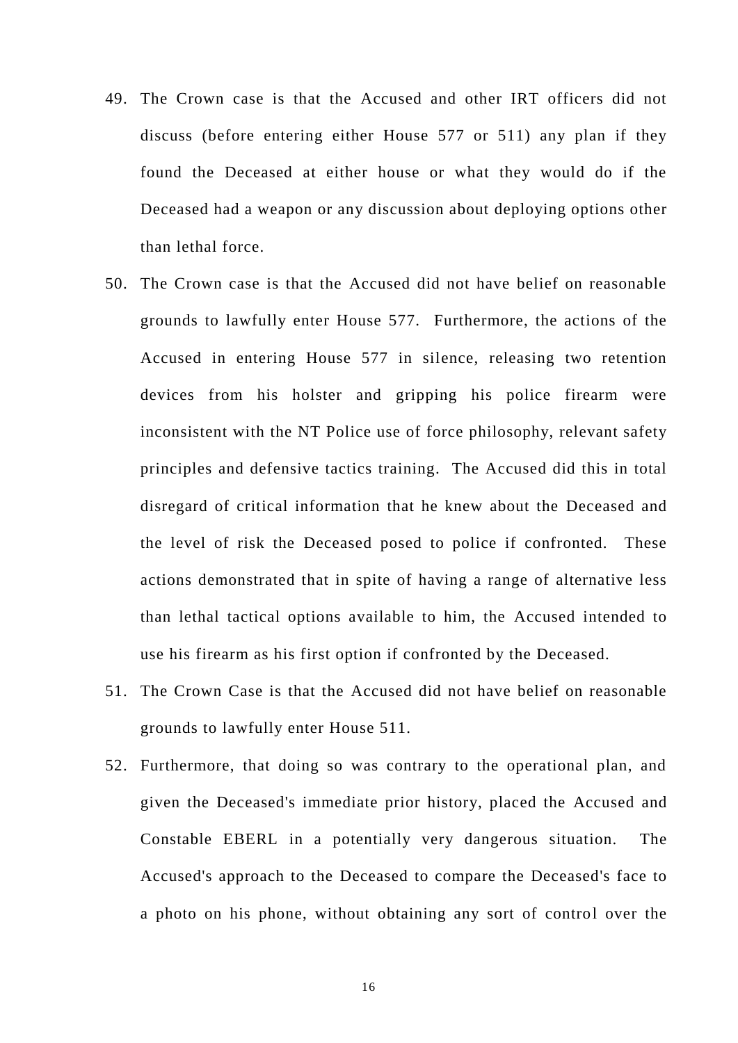49. The Crown case is that the Accused and other IRT officers did not discuss (before entering either House 577 or 511) any plan if they found the Deceased at either house or what they would do if the Deceased had a weapon or any discussion about deploying options other than lethal force.

50. The Crown case is that the Accused did not have belief on reasonable grounds to lawfully enter House 577. Furthermore, the actions of the Accused in entering House 577 in silence, releasing two retention devices from his holster and gripping his police firearm were inconsistent with the NT Police use of force philosophy, relevant safety principles and defensive tactics training. The Accused did this in total disregard of critical information that he knew about the Deceased and the level of risk the Deceased posed to police if confronted. These actions demonstrated that in spite of having a range of alternative less than lethal tactical options available to him, the Accused intended to use his firearm as his first option if confronted by the Deceased.

51. The Crown Case is that the Accused did not have belief on reasonable grounds to lawfully enter House 511.

52. Furthermore, that doing so was contrary to the operational plan, and given the Deceased's immediate prior history, placed the Accused and Constable EBERL in a potentially very dangerous situation. The Accused's approach to the Deceased to compare the Deceased's face to a photo on his phone, without obtaining any sort of control over the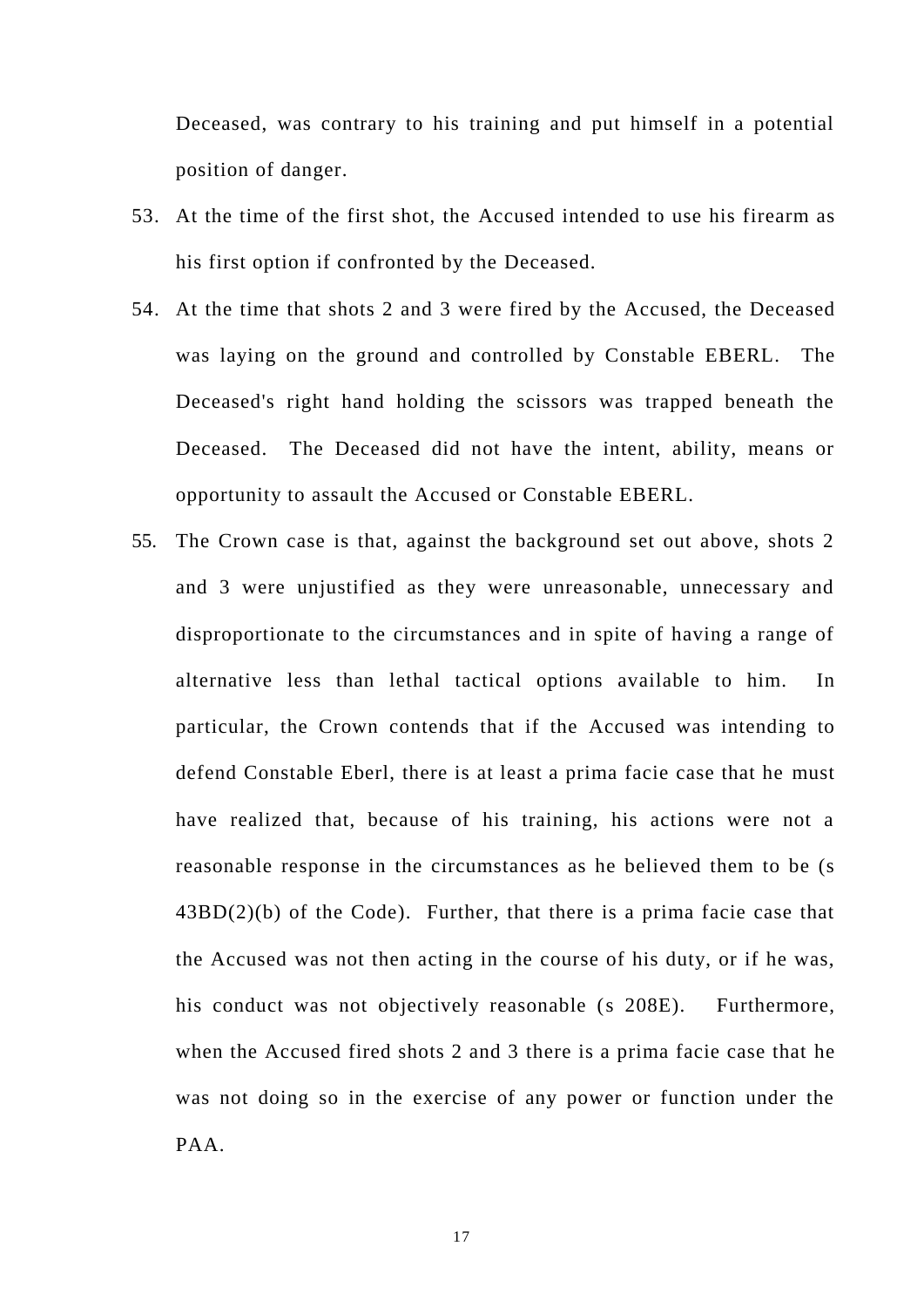Deceased, was contrary to his training and put himself in a potential position of danger.

53. At the time of the first shot, the Accused intended to use his firearm as his first option if confronted by the Deceased.

54. At the time that shots 2 and 3 were fired by the Accused, the Deceased was laying on the ground and controlled by Constable EBERL. The Deceased's right hand holding the scissors was trapped beneath the Deceased. The Deceased did not have the intent, ability, means or opportunity to assault the Accused or Constable EBERL.

55. The Crown case is that, against the background set out above, shots 2 and 3 were unjustified as they were unreasonable, unnecessary and disproportionate to the circumstances and in spite of having a range of alternative less than lethal tactical options available to him. In particular, the Crown contends that if the Accused was intending to defend Constable Eberl, there is at least a prima facie case that he must have realized that, because of his training, his actions were not a reasonable response in the circumstances as he believed them to be (s 43BD(2)(b) of the Code). Further, that there is a prima facie case that the Accused was not then acting in the course of his duty, or if he was, his conduct was not objectively reasonable (s 208E). Furthermore, when the Accused fired shots 2 and 3 there is a prima facie case that he was not doing so in the exercise of any power or function under the PAA.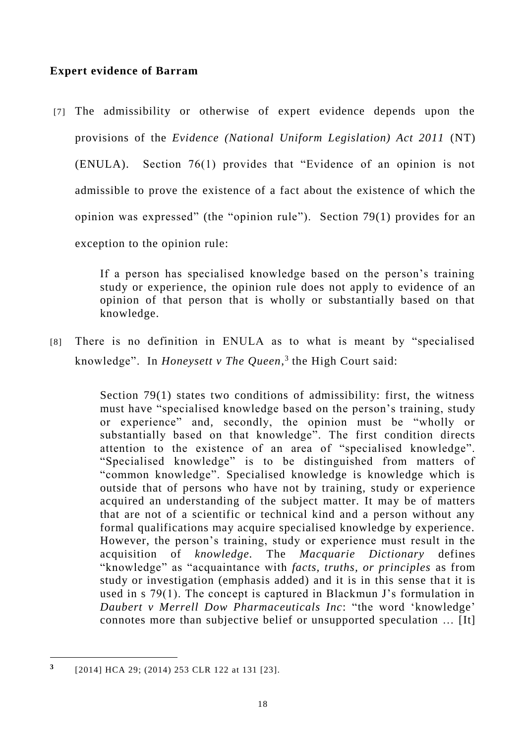**Expert evidence of Barram**

[7] The admissibility or otherwise of expert evidence depends upon the provisions of the *Evidence (National Uniform Legislation) Act 2011* (NT) (ENULA). Section 76(1) provides that "Evidence of an opinion is not admissible to prove the existence of a fact about the existence of which the opinion was expressed" (the "opinion rule"). Section 79(1) provides for an exception to the opinion rule:

> If a person has specialised knowledge based on the person's training study or experience, the opinion rule does not apply to evidence of an opinion of that person that is wholly or substantially based on that knowledge.

[8] There is no definition in ENULA as to what is meant by "specialised knowledge". In *Honeysett v The Queen*,[3] the High Court said:

> Section 79(1) states two conditions of admissibility: first, the witness must have "specialised knowledge based on the person's training, study or experience" and, secondly, the opinion must be "wholly or substantially based on that knowledge". The first condition directs attention to the existence of an area of "specialised knowledge". "Specialised knowledge" is to be distinguished from matters of "common knowledge". Specialised knowledge is knowledge which is outside that of persons who have not by training, study or experience acquired an understanding of the subject matter. It may be of matters that are not of a scientific or technical kind and a person without any formal qualifications may acquire specialised knowledge by experience. However, the person's training, study or experience must result in the acquisition of *knowledge.* The *Macquarie Dictionary* defines "knowledge" as "acquaintance with *facts, truths, or principles* as from study or investigation (emphasis added) and it is in this sense that it is used in s 79(1). The concept is captured in Blackmun J's formulation in *Daubert v Merrell Dow Pharmaceuticals Inc*: "the word 'knowledge' connotes more than subjective belief or unsupported speculation … [It]

---

[3] [2014] HCA 29; (2014) 253 CLR 122 at 131 [23].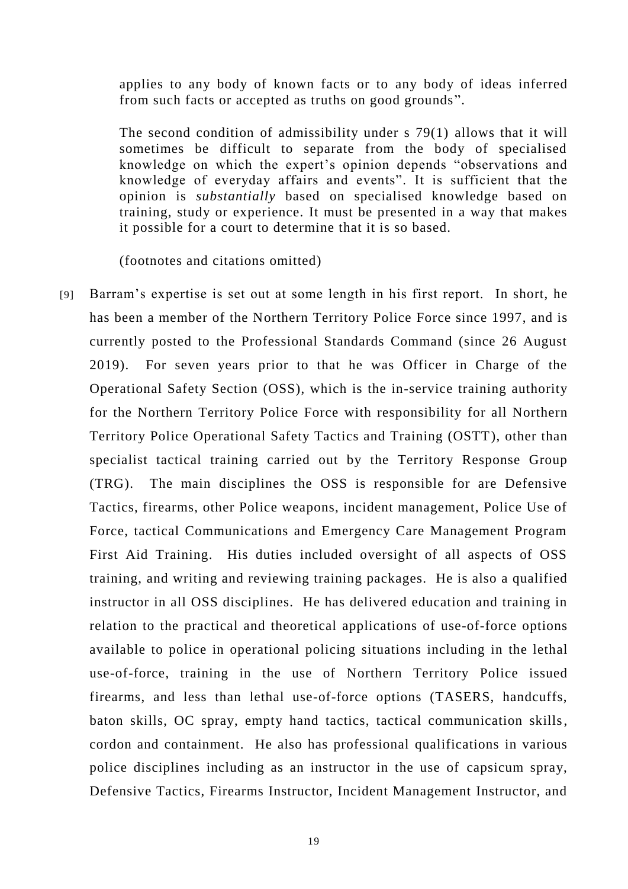> applies to any body of known facts or to any body of ideas inferred from such facts or accepted as truths on good grounds".
>
> The second condition of admissibility under s 79(1) allows that it will sometimes be difficult to separate from the body of specialised knowledge on which the expert's opinion depends "observations and knowledge of everyday affairs and events". It is sufficient that the opinion is *substantially* based on specialised knowledge based on training, study or experience. It must be presented in a way that makes it possible for a court to determine that it is so based.
>
> (footnotes and citations omitted)

[9] Barram's expertise is set out at some length in his first report. In short, he has been a member of the Northern Territory Police Force since 1997, and is currently posted to the Professional Standards Command (since 26 August 2019). For seven years prior to that he was Officer in Charge of the Operational Safety Section (OSS), which is the in-service training authority for the Northern Territory Police Force with responsibility for all Northern Territory Police Operational Safety Tactics and Training (OSTT), other than specialist tactical training carried out by the Territory Response Group (TRG). The main disciplines the OSS is responsible for are Defensive Tactics, firearms, other Police weapons, incident management, Police Use of Force, tactical Communications and Emergency Care Management Program First Aid Training. His duties included oversight of all aspects of OSS training, and writing and reviewing training packages. He is also a qualified instructor in all OSS disciplines. He has delivered education and training in relation to the practical and theoretical applications of use-of-force options available to police in operational policing situations including in the lethal use-of-force, training in the use of Northern Territory Police issued firearms, and less than lethal use-of-force options (TASERS, handcuffs, baton skills, OC spray, empty hand tactics, tactical communication skills, cordon and containment. He also has professional qualifications in various police disciplines including as an instructor in the use of capsicum spray, Defensive Tactics, Firearms Instructor, Incident Management Instructor, and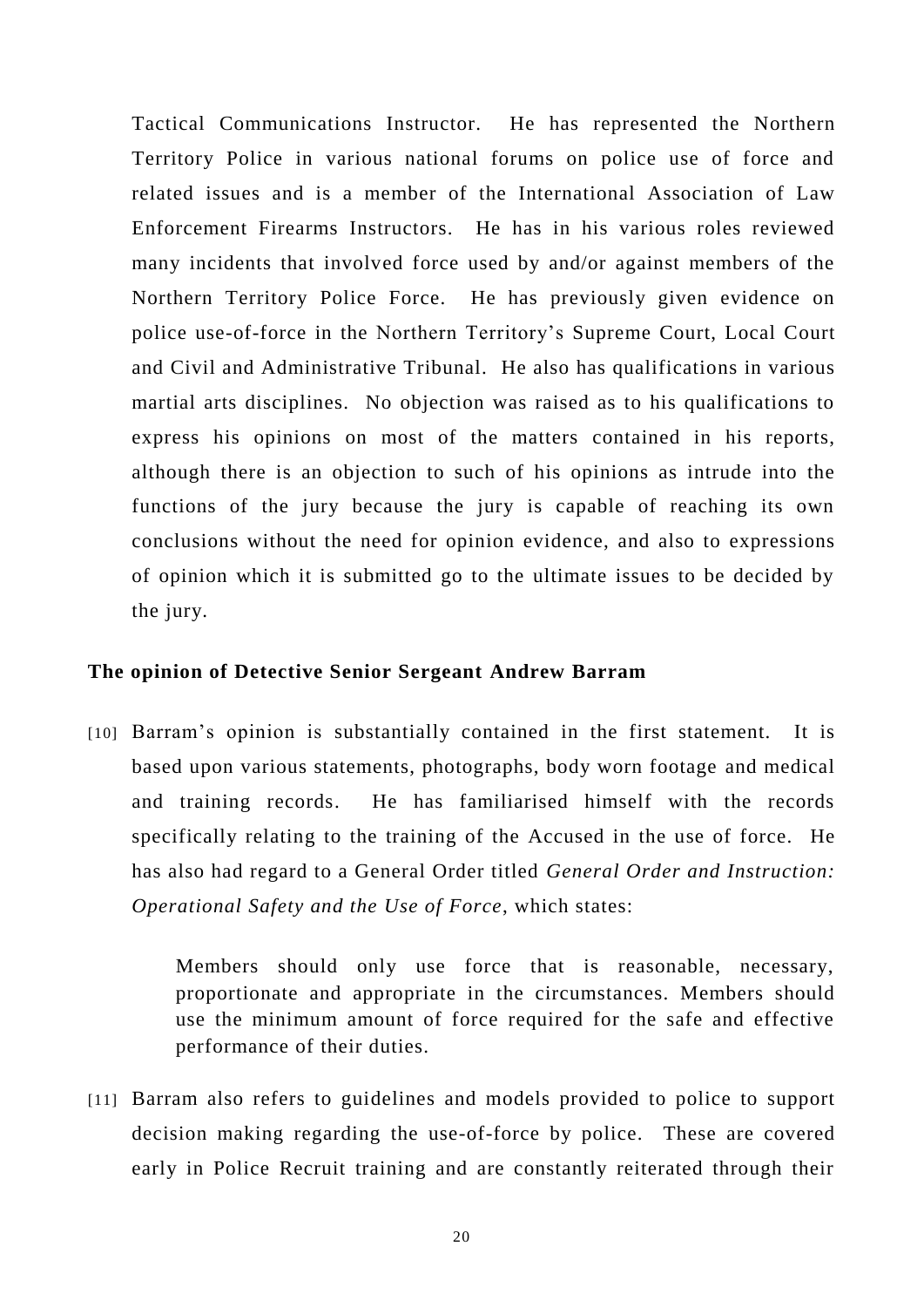Tactical Communications Instructor. He has represented the Northern Territory Police in various national forums on police use of force and related issues and is a member of the International Association of Law Enforcement Firearms Instructors. He has in his various roles reviewed many incidents that involved force used by and/or against members of the Northern Territory Police Force. He has previously given evidence on police use-of-force in the Northern Territory's Supreme Court, Local Court and Civil and Administrative Tribunal. He also has qualifications in various martial arts disciplines. No objection was raised as to his qualifications to express his opinions on most of the matters contained in his reports, although there is an objection to such of his opinions as intrude into the functions of the jury because the jury is capable of reaching its own conclusions without the need for opinion evidence, and also to expressions of opinion which it is submitted go to the ultimate issues to be decided by the jury.

**The opinion of Detective Senior Sergeant Andrew Barram**

[10] Barram's opinion is substantially contained in the first statement. It is based upon various statements, photographs, body worn footage and medical and training records. He has familiarised himself with the records specifically relating to the training of the Accused in the use of force. He has also had regard to a General Order titled *General Order and Instruction: Operational Safety and the Use of Force*, which states:

> Members should only use force that is reasonable, necessary, proportionate and appropriate in the circumstances. Members should use the minimum amount of force required for the safe and effective performance of their duties.

[11] Barram also refers to guidelines and models provided to police to support decision making regarding the use-of-force by police. These are covered early in Police Recruit training and are constantly reiterated through their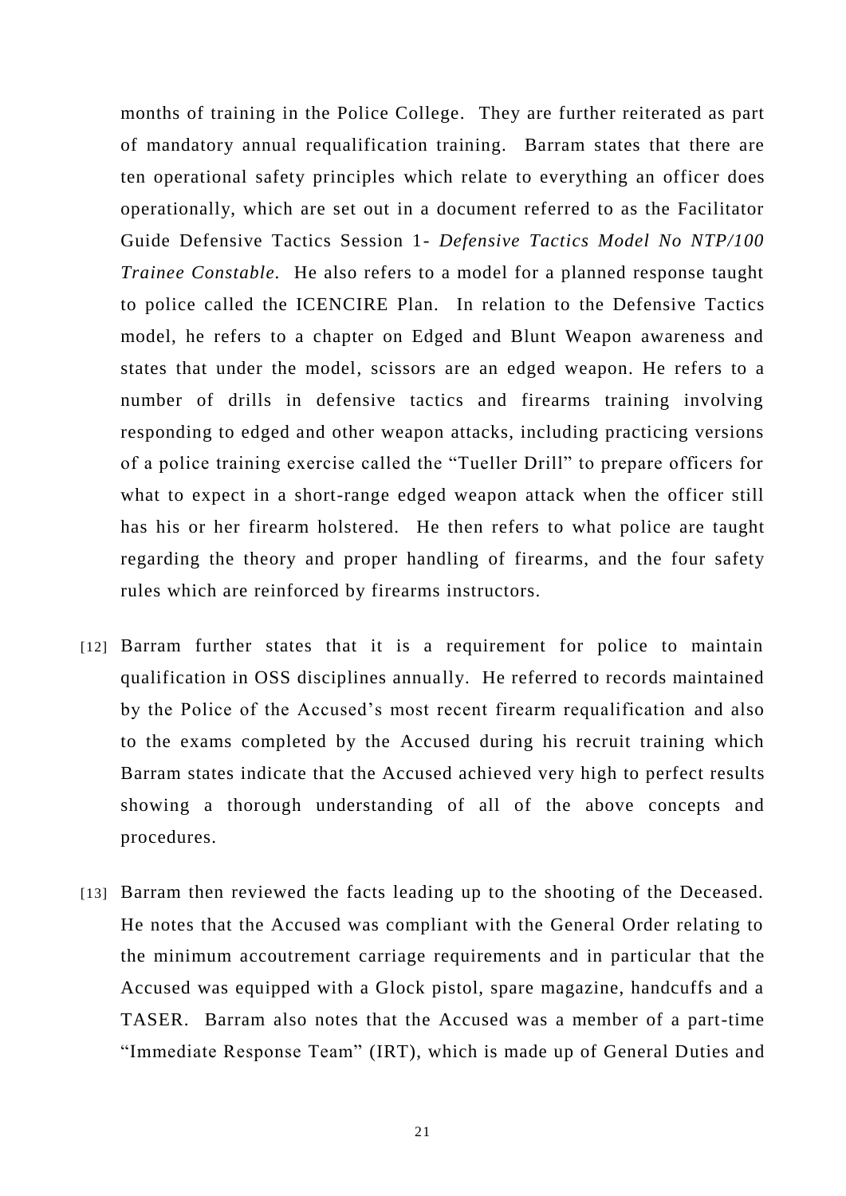months of training in the Police College. They are further reiterated as part of mandatory annual requalification training. Barram states that there are ten operational safety principles which relate to everything an officer does operationally, which are set out in a document referred to as the Facilitator Guide Defensive Tactics Session 1- *Defensive Tactics Model No NTP/100 Trainee Constable.* He also refers to a model for a planned response taught to police called the ICENCIRE Plan. In relation to the Defensive Tactics model, he refers to a chapter on Edged and Blunt Weapon awareness and states that under the model, scissors are an edged weapon. He refers to a number of drills in defensive tactics and firearms training involving responding to edged and other weapon attacks, including practicing versions of a police training exercise called the "Tueller Drill" to prepare officers for what to expect in a short-range edged weapon attack when the officer still has his or her firearm holstered. He then refers to what police are taught regarding the theory and proper handling of firearms, and the four safety rules which are reinforced by firearms instructors.

[12] Barram further states that it is a requirement for police to maintain qualification in OSS disciplines annually. He referred to records maintained by the Police of the Accused's most recent firearm requalification and also to the exams completed by the Accused during his recruit training which Barram states indicate that the Accused achieved very high to perfect results showing a thorough understanding of all of the above concepts and procedures.

[13] Barram then reviewed the facts leading up to the shooting of the Deceased. He notes that the Accused was compliant with the General Order relating to the minimum accoutrement carriage requirements and in particular that the Accused was equipped with a Glock pistol, spare magazine, handcuffs and a TASER. Barram also notes that the Accused was a member of a part-time "Immediate Response Team" (IRT), which is made up of General Duties and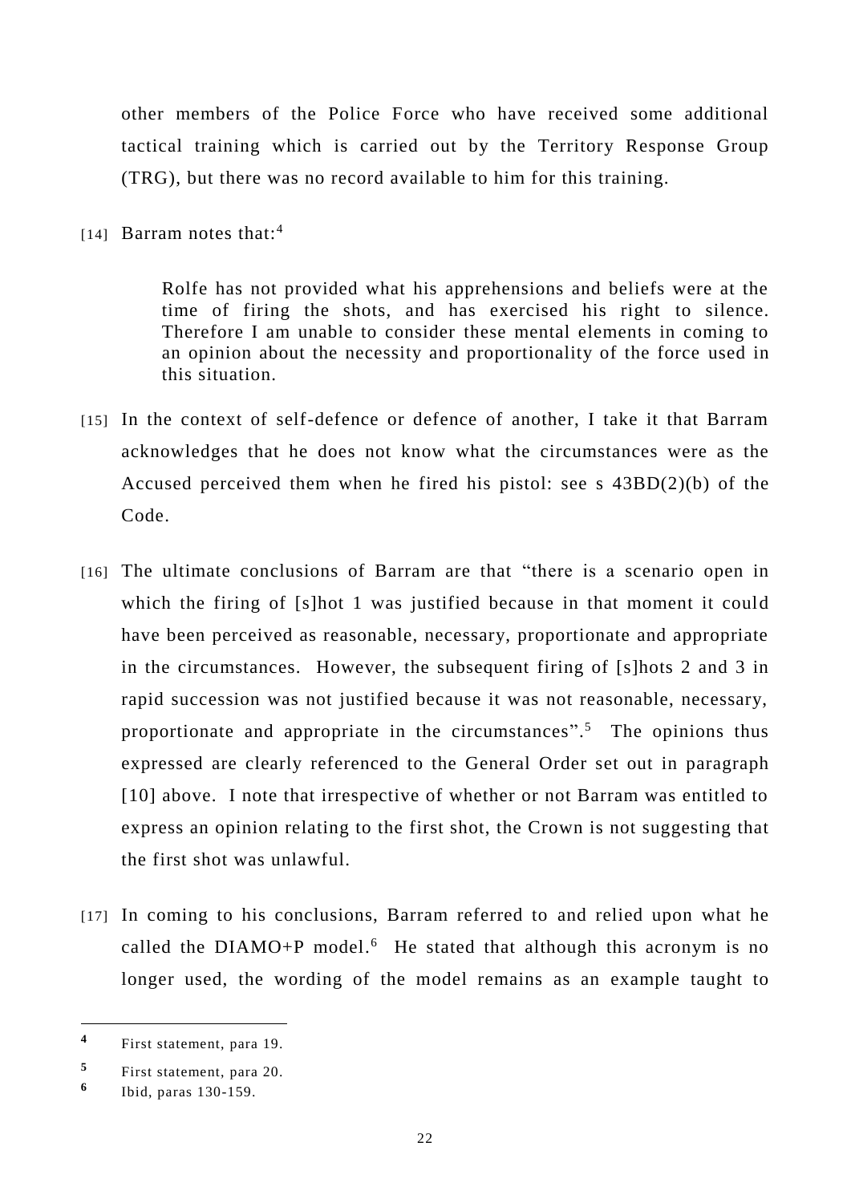other members of the Police Force who have received some additional tactical training which is carried out by the Territory Response Group (TRG), but there was no record available to him for this training.

[14] Barram notes that:[4]

> Rolfe has not provided what his apprehensions and beliefs were at the time of firing the shots, and has exercised his right to silence. Therefore I am unable to consider these mental elements in coming to an opinion about the necessity and proportionality of the force used in this situation.

[15] In the context of self-defence or defence of another, I take it that Barram acknowledges that he does not know what the circumstances were as the Accused perceived them when he fired his pistol: see s 43BD(2)(b) of the Code.

[16] The ultimate conclusions of Barram are that "there is a scenario open in which the firing of [s]hot 1 was justified because in that moment it could have been perceived as reasonable, necessary, proportionate and appropriate in the circumstances. However, the subsequent firing of [s]hots 2 and 3 in rapid succession was not justified because it was not reasonable, necessary, proportionate and appropriate in the circumstances".[5] The opinions thus expressed are clearly referenced to the General Order set out in paragraph [10] above. I note that irrespective of whether or not Barram was entitled to express an opinion relating to the first shot, the Crown is not suggesting that the first shot was unlawful.

[17] In coming to his conclusions, Barram referred to and relied upon what he called the DIAMO+P model.[6] He stated that although this acronym is no longer used, the wording of the model remains as an example taught to

---

[4] First statement, para 19.

[5] First statement, para 20.

[6] Ibid, paras 130-159.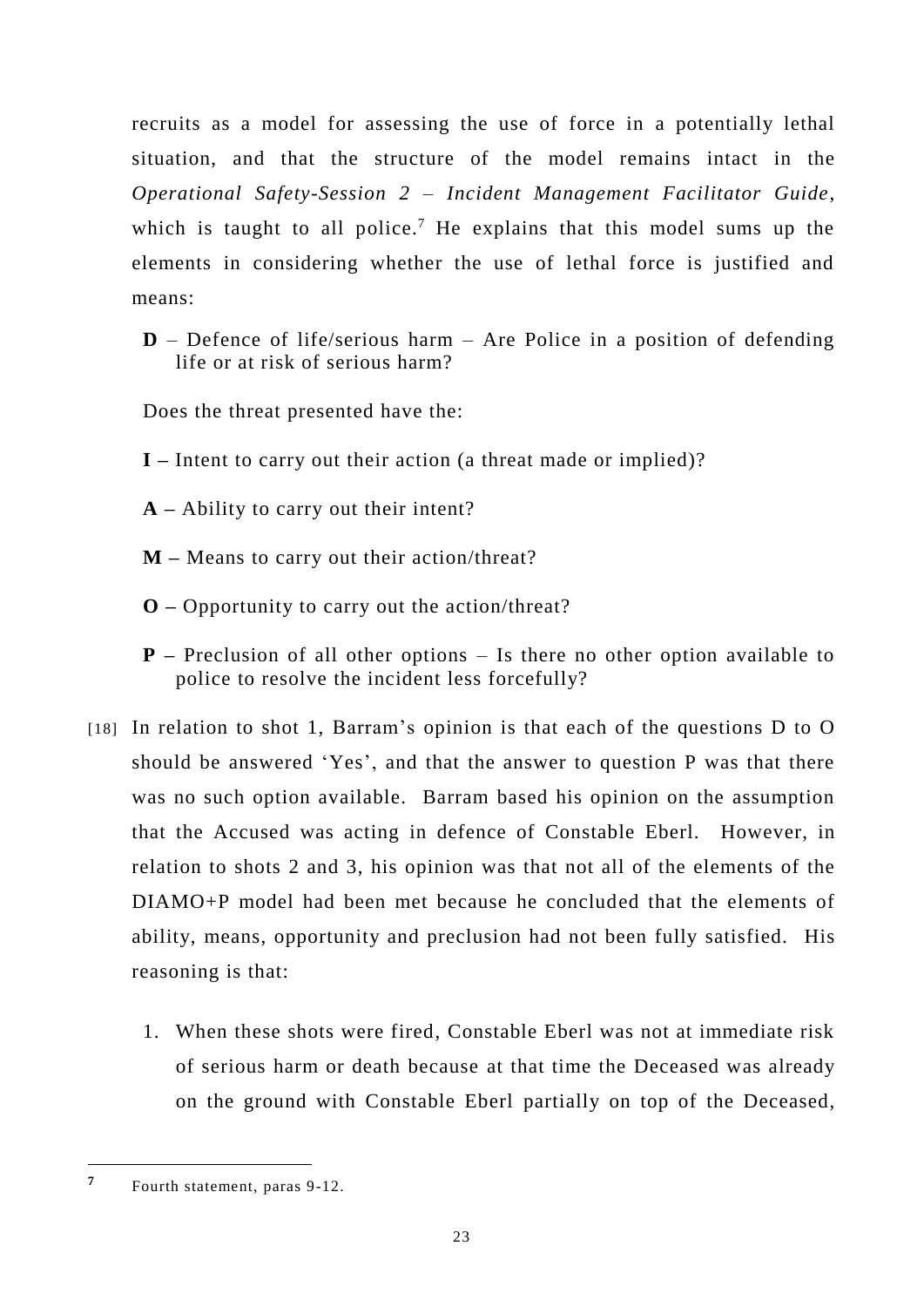recruits as a model for assessing the use of force in a potentially lethal situation, and that the structure of the model remains intact in the *Operational Safety-Session 2 – Incident Management Facilitator Guide*, which is taught to all police.[7] He explains that this model sums up the elements in considering whether the use of lethal force is justified and means:

> **D** – Defence of life/serious harm – Are Police in a position of defending life or at risk of serious harm?
>
> Does the threat presented have the:
>
> **I –** Intent to carry out their action (a threat made or implied)?
>
> **A –** Ability to carry out their intent?
>
> **M –** Means to carry out their action/threat?
>
> **O –** Opportunity to carry out the action/threat?
>
> **P –** Preclusion of all other options – Is there no other option available to police to resolve the incident less forcefully?

[18] In relation to shot 1, Barram's opinion is that each of the questions D to O should be answered 'Yes', and that the answer to question P was that there was no such option available. Barram based his opinion on the assumption that the Accused was acting in defence of Constable Eberl. However, in relation to shots 2 and 3, his opinion was that not all of the elements of the DIAMO+P model had been met because he concluded that the elements of ability, means, opportunity and preclusion had not been fully satisfied. His reasoning is that:

1. When these shots were fired, Constable Eberl was not at immediate risk of serious harm or death because at that time the Deceased was already on the ground with Constable Eberl partially on top of the Deceased,

---

[7] Fourth statement, paras 9-12.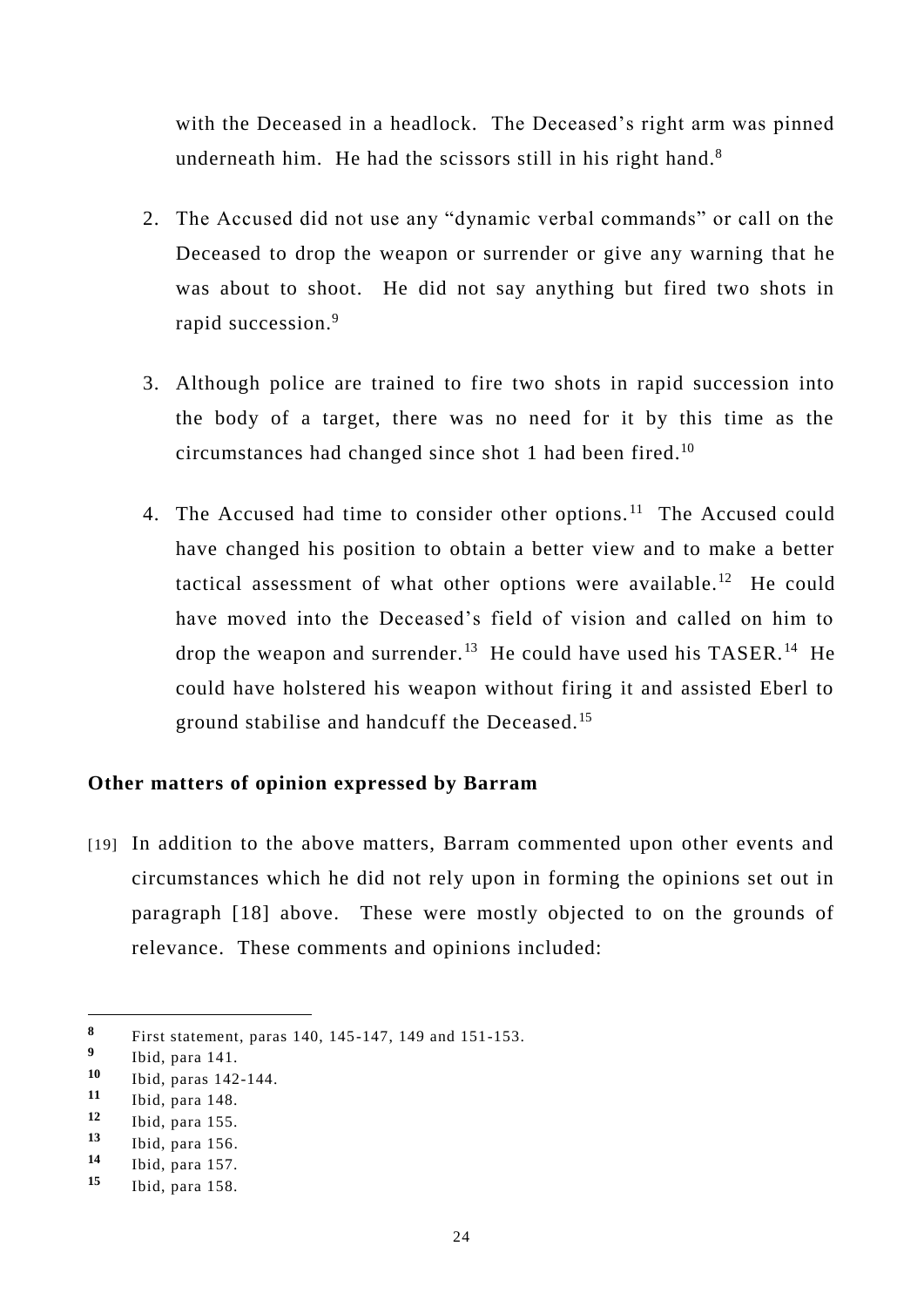with the Deceased in a headlock. The Deceased's right arm was pinned underneath him. He had the scissors still in his right hand.[8]

2. The Accused did not use any "dynamic verbal commands" or call on the Deceased to drop the weapon or surrender or give any warning that he was about to shoot. He did not say anything but fired two shots in rapid succession.[9]

3. Although police are trained to fire two shots in rapid succession into the body of a target, there was no need for it by this time as the circumstances had changed since shot 1 had been fired.[10]

4. The Accused had time to consider other options.[11] The Accused could have changed his position to obtain a better view and to make a better tactical assessment of what other options were available.[12] He could have moved into the Deceased's field of vision and called on him to drop the weapon and surrender.[13] He could have used his TASER.[14] He could have holstered his weapon without firing it and assisted Eberl to ground stabilise and handcuff the Deceased.[15]

**Other matters of opinion expressed by Barram**

[19] In addition to the above matters, Barram commented upon other events and circumstances which he did not rely upon in forming the opinions set out in paragraph [18] above. These were mostly objected to on the grounds of relevance. These comments and opinions included:

---

[8] First statement, paras 140, 145-147, 149 and 151-153.
[9] Ibid, para 141.
[10] Ibid, paras 142-144.
[11] Ibid, para 148.
[12] Ibid, para 155.
[13] Ibid, para 156.
[14] Ibid, para 157.
[15] Ibid, para 158.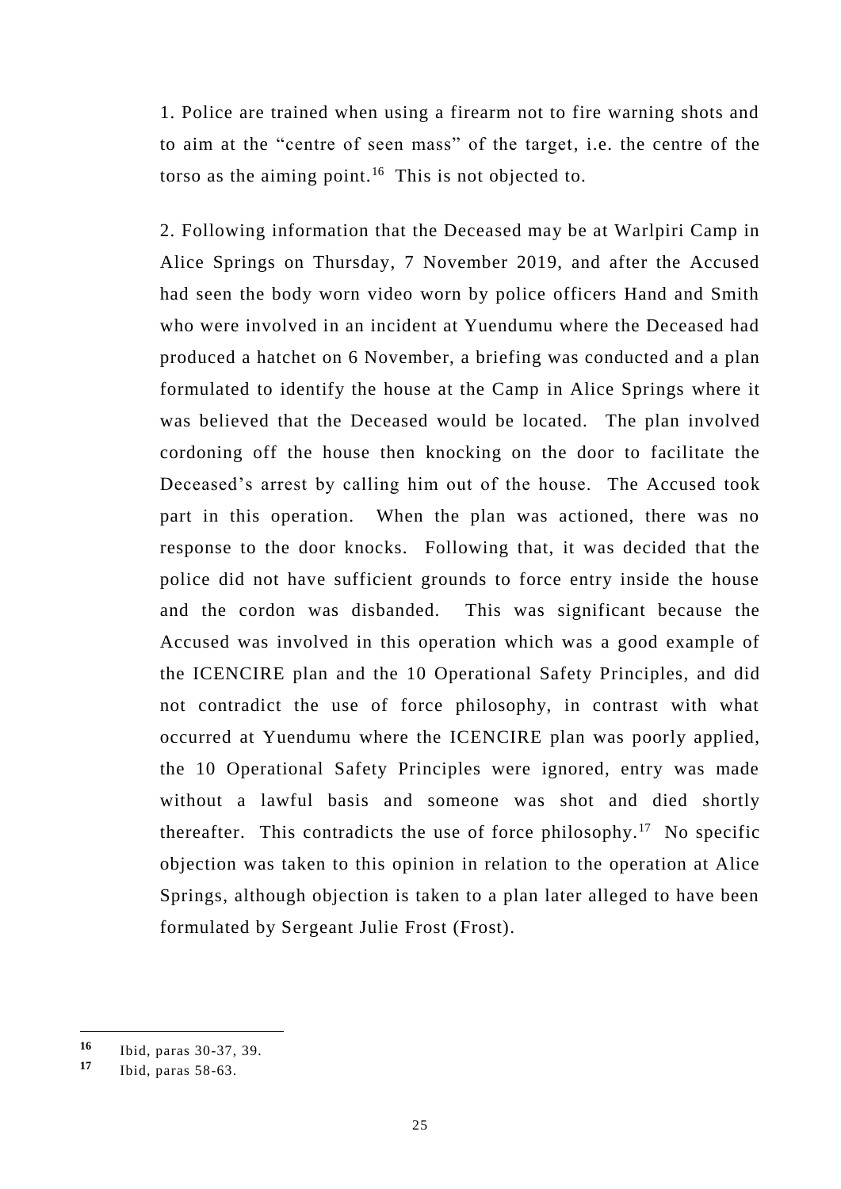1. Police are trained when using a firearm not to fire warning shots and to aim at the "centre of seen mass" of the target, i.e. the centre of the torso as the aiming point.[16] This is not objected to.

2. Following information that the Deceased may be at Warlpiri Camp in Alice Springs on Thursday, 7 November 2019, and after the Accused had seen the body worn video worn by police officers Hand and Smith who were involved in an incident at Yuendumu where the Deceased had produced a hatchet on 6 November, a briefing was conducted and a plan formulated to identify the house at the Camp in Alice Springs where it was believed that the Deceased would be located. The plan involved cordoning off the house then knocking on the door to facilitate the Deceased's arrest by calling him out of the house. The Accused took part in this operation. When the plan was actioned, there was no response to the door knocks. Following that, it was decided that the police did not have sufficient grounds to force entry inside the house and the cordon was disbanded. This was significant because the Accused was involved in this operation which was a good example of the ICENCIRE plan and the 10 Operational Safety Principles, and did not contradict the use of force philosophy, in contrast with what occurred at Yuendumu where the ICENCIRE plan was poorly applied, the 10 Operational Safety Principles were ignored, entry was made without a lawful basis and someone was shot and died shortly thereafter. This contradicts the use of force philosophy.[17] No specific objection was taken to this opinion in relation to the operation at Alice Springs, although objection is taken to a plan later alleged to have been formulated by Sergeant Julie Frost (Frost).

---

[16] Ibid, paras 30-37, 39.

[17] Ibid, paras 58-63.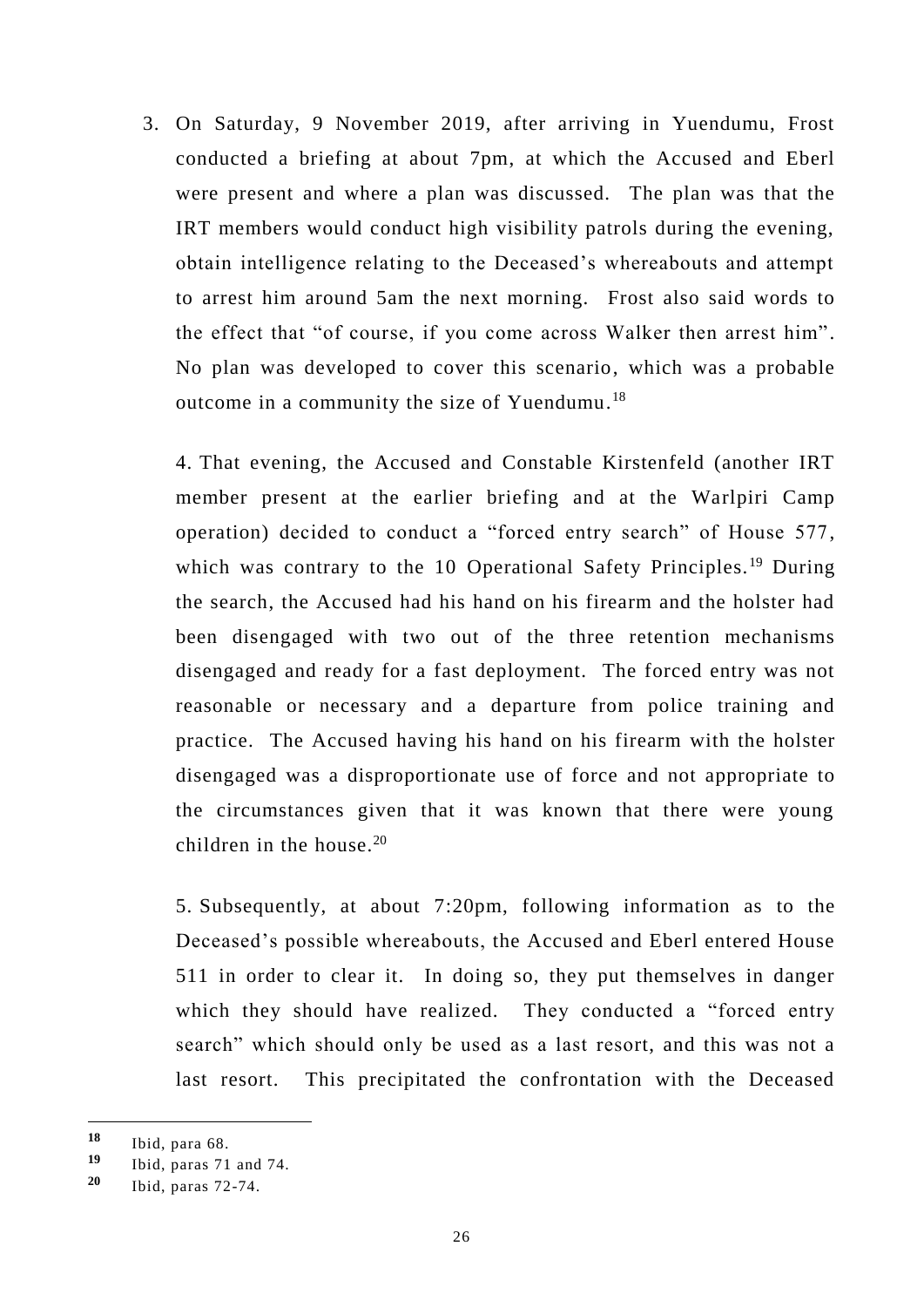3. On Saturday, 9 November 2019, after arriving in Yuendumu, Frost conducted a briefing at about 7pm, at which the Accused and Eberl were present and where a plan was discussed. The plan was that the IRT members would conduct high visibility patrols during the evening, obtain intelligence relating to the Deceased's whereabouts and attempt to arrest him around 5am the next morning. Frost also said words to the effect that "of course, if you come across Walker then arrest him". No plan was developed to cover this scenario, which was a probable outcome in a community the size of Yuendumu.[18]

4. That evening, the Accused and Constable Kirstenfeld (another IRT member present at the earlier briefing and at the Warlpiri Camp operation) decided to conduct a "forced entry search" of House 577, which was contrary to the 10 Operational Safety Principles.[19] During the search, the Accused had his hand on his firearm and the holster had been disengaged with two out of the three retention mechanisms disengaged and ready for a fast deployment. The forced entry was not reasonable or necessary and a departure from police training and practice. The Accused having his hand on his firearm with the holster disengaged was a disproportionate use of force and not appropriate to the circumstances given that it was known that there were young children in the house.[20]

5. Subsequently, at about 7:20pm, following information as to the Deceased's possible whereabouts, the Accused and Eberl entered House 511 in order to clear it. In doing so, they put themselves in danger which they should have realized. They conducted a "forced entry search" which should only be used as a last resort, and this was not a last resort. This precipitated the confrontation with the Deceased

---

[18] Ibid, para 68.

[19] Ibid, paras 71 and 74.

[20] Ibid, paras 72-74.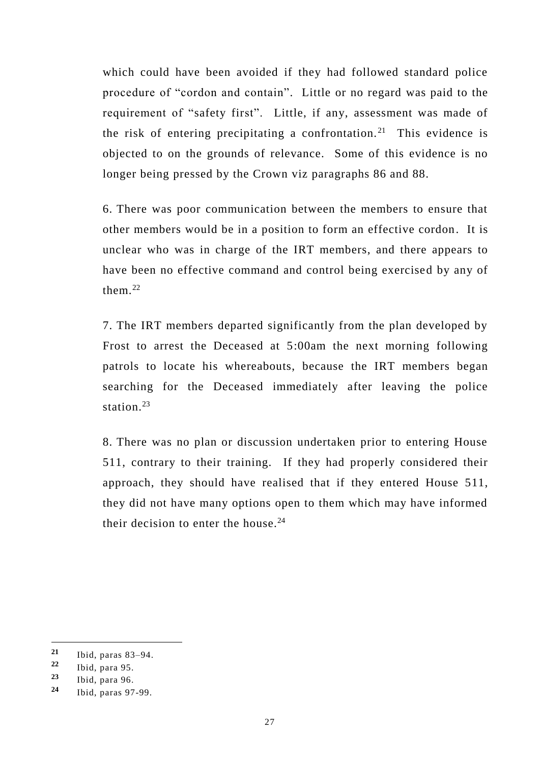which could have been avoided if they had followed standard police procedure of "cordon and contain". Little or no regard was paid to the requirement of "safety first". Little, if any, assessment was made of the risk of entering precipitating a confrontation.[21] This evidence is objected to on the grounds of relevance. Some of this evidence is no longer being pressed by the Crown viz paragraphs 86 and 88.

6. There was poor communication between the members to ensure that other members would be in a position to form an effective cordon. It is unclear who was in charge of the IRT members, and there appears to have been no effective command and control being exercised by any of them.[22]

7. The IRT members departed significantly from the plan developed by Frost to arrest the Deceased at 5:00am the next morning following patrols to locate his whereabouts, because the IRT members began searching for the Deceased immediately after leaving the police station.[23]

8. There was no plan or discussion undertaken prior to entering House 511, contrary to their training. If they had properly considered their approach, they should have realised that if they entered House 511, they did not have many options open to them which may have informed their decision to enter the house.[24]

---

21 Ibid, paras 83–94.

22 Ibid, para 95.

23 Ibid, para 96.

24 Ibid, paras 97-99.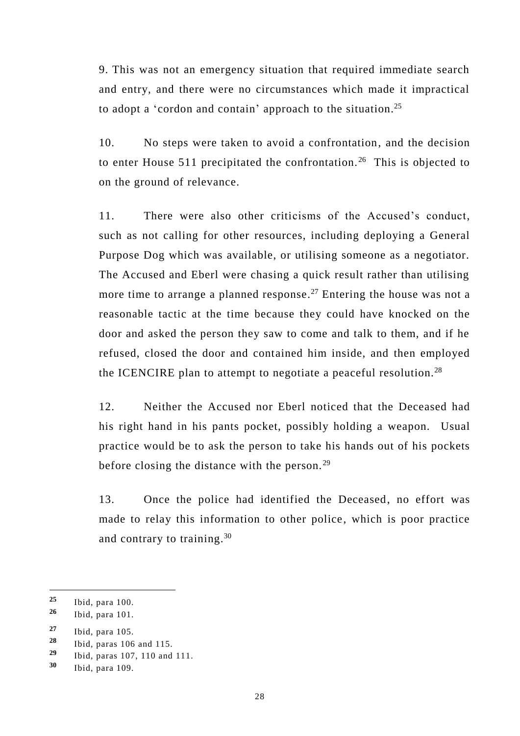9. This was not an emergency situation that required immediate search and entry, and there were no circumstances which made it impractical to adopt a 'cordon and contain' approach to the situation.[25]

10. No steps were taken to avoid a confrontation, and the decision to enter House 511 precipitated the confrontation.[26] This is objected to on the ground of relevance.

11. There were also other criticisms of the Accused's conduct, such as not calling for other resources, including deploying a General Purpose Dog which was available, or utilising someone as a negotiator. The Accused and Eberl were chasing a quick result rather than utilising more time to arrange a planned response.[27] Entering the house was not a reasonable tactic at the time because they could have knocked on the door and asked the person they saw to come and talk to them, and if he refused, closed the door and contained him inside, and then employed the ICENCIRE plan to attempt to negotiate a peaceful resolution.[28]

12. Neither the Accused nor Eberl noticed that the Deceased had his right hand in his pants pocket, possibly holding a weapon. Usual practice would be to ask the person to take his hands out of his pockets before closing the distance with the person.[29]

13. Once the police had identified the Deceased, no effort was made to relay this information to other police, which is poor practice and contrary to training.[30]

---

[25] Ibid, para 100.

[26] Ibid, para 101.

[27] Ibid, para 105.

[28] Ibid, paras 106 and 115.

[29] Ibid, paras 107, 110 and 111.

[30] Ibid, para 109.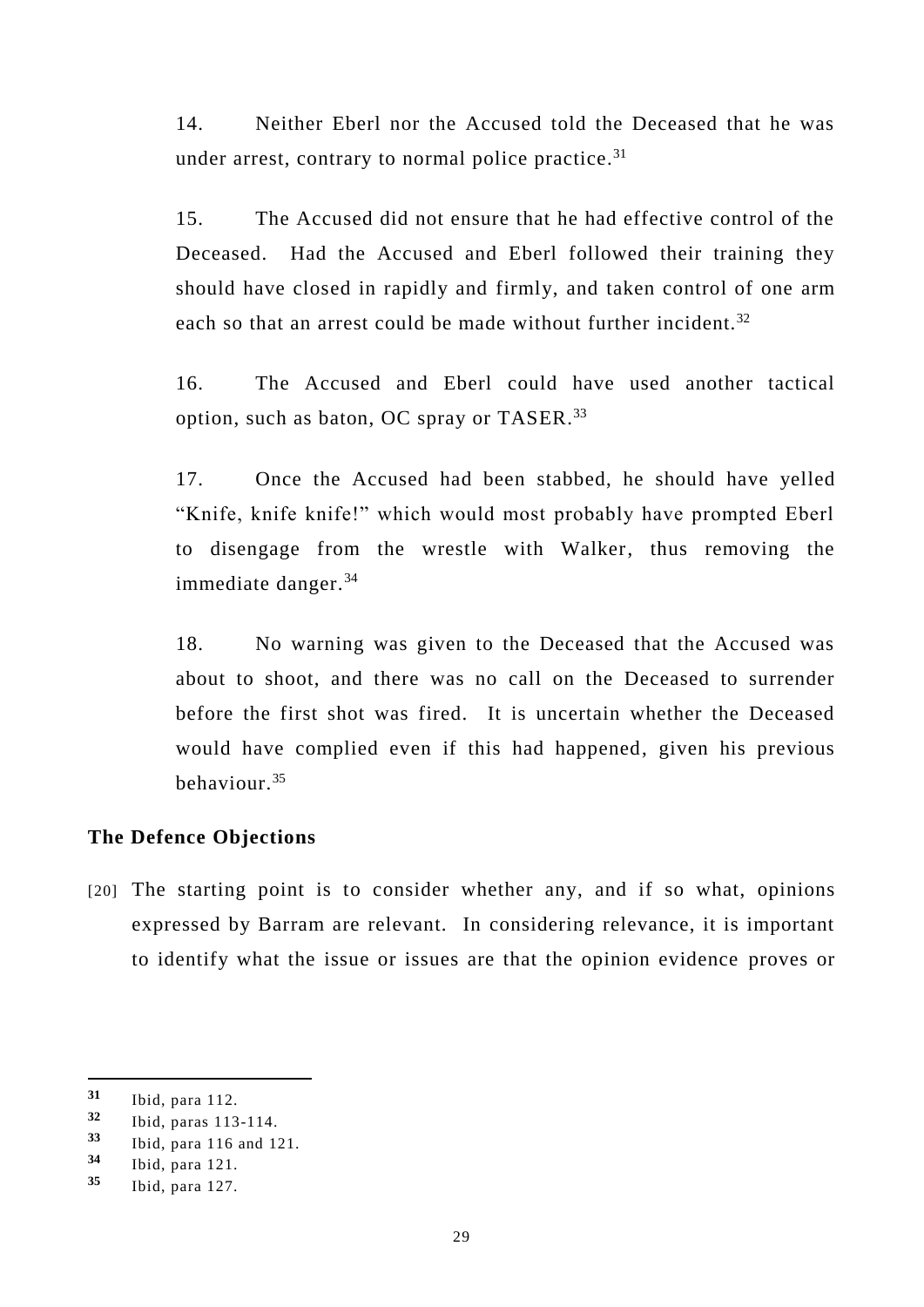14. Neither Eberl nor the Accused told the Deceased that he was under arrest, contrary to normal police practice.[31]

15. The Accused did not ensure that he had effective control of the Deceased. Had the Accused and Eberl followed their training they should have closed in rapidly and firmly, and taken control of one arm each so that an arrest could be made without further incident.[32]

16. The Accused and Eberl could have used another tactical option, such as baton, OC spray or TASER.[33]

17. Once the Accused had been stabbed, he should have yelled "Knife, knife knife!" which would most probably have prompted Eberl to disengage from the wrestle with Walker, thus removing the immediate danger.[34]

18. No warning was given to the Deceased that the Accused was about to shoot, and there was no call on the Deceased to surrender before the first shot was fired. It is uncertain whether the Deceased would have complied even if this had happened, given his previous behaviour.[35]

**The Defence Objections**

[20] The starting point is to consider whether any, and if so what, opinions expressed by Barram are relevant. In considering relevance, it is important to identify what the issue or issues are that the opinion evidence proves or

---

31 Ibid, para 112.

32 Ibid, paras 113-114.

33 Ibid, para 116 and 121.

34 Ibid, para 121.

35 Ibid, para 127.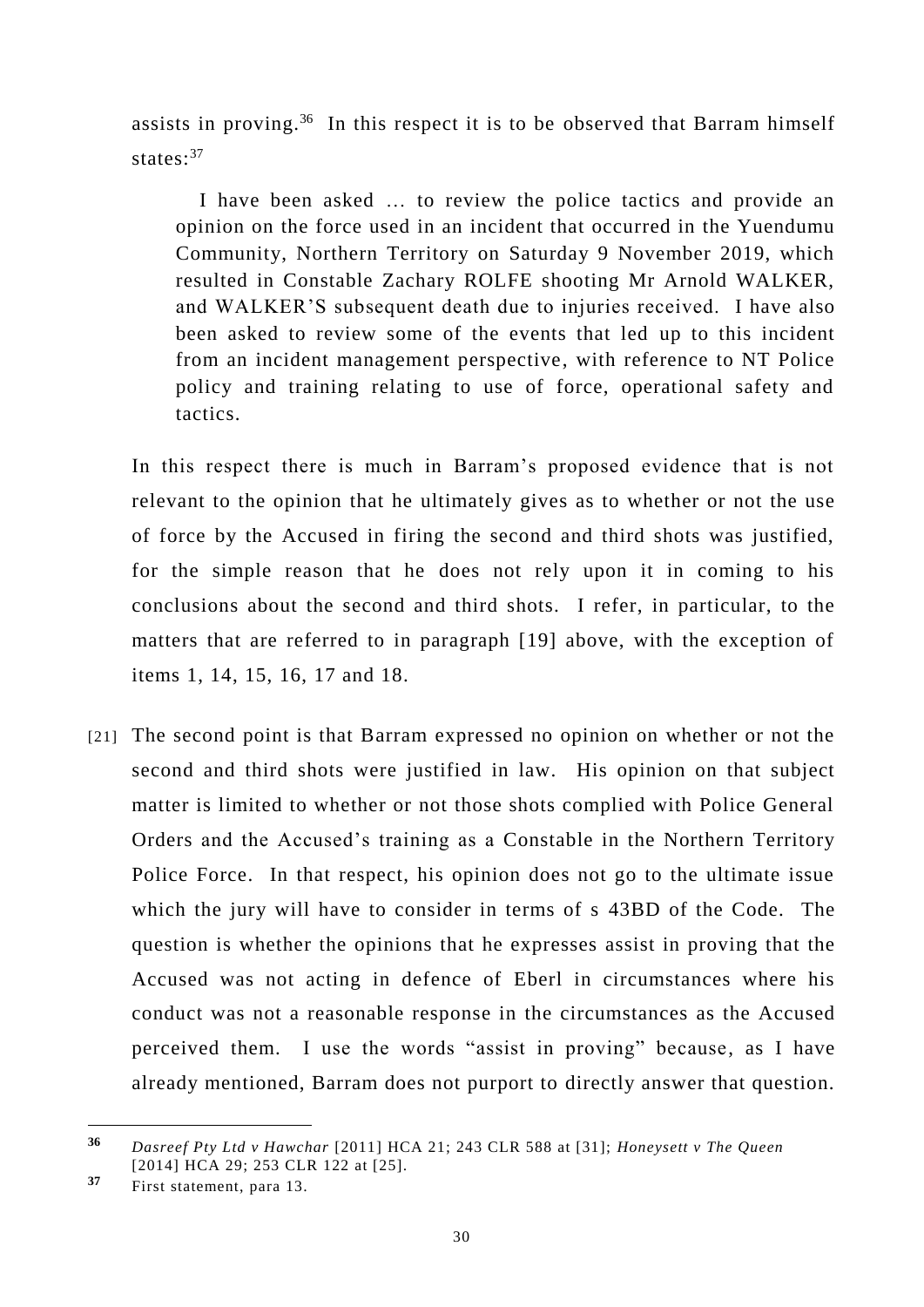assists in proving.[36] In this respect it is to be observed that Barram himself states:[37]

> I have been asked … to review the police tactics and provide an opinion on the force used in an incident that occurred in the Yuendumu Community, Northern Territory on Saturday 9 November 2019, which resulted in Constable Zachary ROLFE shooting Mr Arnold WALKER, and WALKER'S subsequent death due to injuries received. I have also been asked to review some of the events that led up to this incident from an incident management perspective, with reference to NT Police policy and training relating to use of force, operational safety and tactics.

In this respect there is much in Barram's proposed evidence that is not relevant to the opinion that he ultimately gives as to whether or not the use of force by the Accused in firing the second and third shots was justified, for the simple reason that he does not rely upon it in coming to his conclusions about the second and third shots. I refer, in particular, to the matters that are referred to in paragraph [19] above, with the exception of items 1, 14, 15, 16, 17 and 18.

[21] The second point is that Barram expressed no opinion on whether or not the second and third shots were justified in law. His opinion on that subject matter is limited to whether or not those shots complied with Police General Orders and the Accused's training as a Constable in the Northern Territory Police Force. In that respect, his opinion does not go to the ultimate issue which the jury will have to consider in terms of s 43BD of the Code. The question is whether the opinions that he expresses assist in proving that the Accused was not acting in defence of Eberl in circumstances where his conduct was not a reasonable response in the circumstances as the Accused perceived them. I use the words "assist in proving" because, as I have already mentioned, Barram does not purport to directly answer that question.

---

[36] *Dasreef Pty Ltd v Hawchar* [2011] HCA 21; 243 CLR 588 at [31]; *Honeysett v The Queen* [2014] HCA 29; 253 CLR 122 at [25].

[37] First statement, para 13.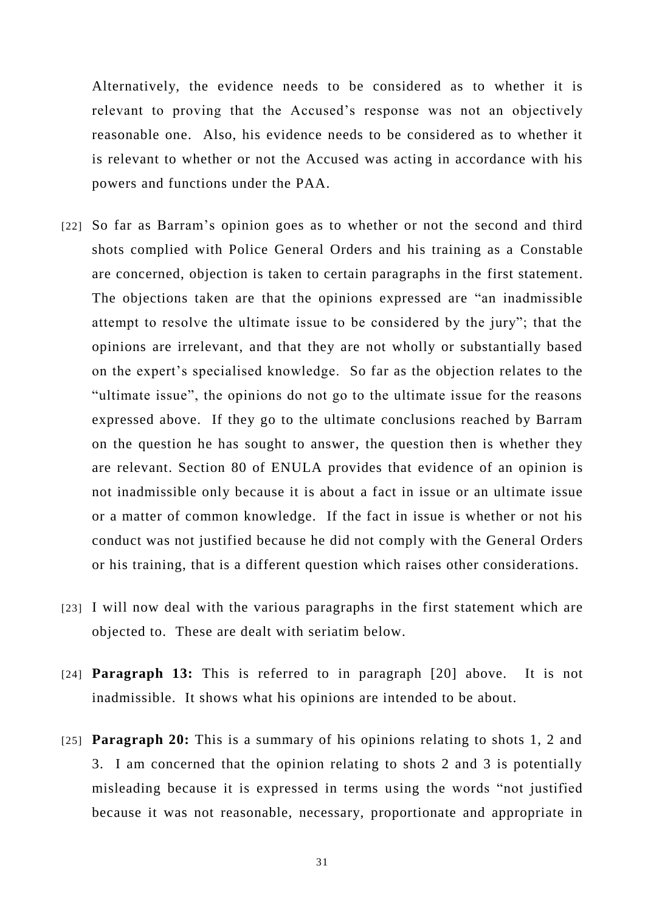Alternatively, the evidence needs to be considered as to whether it is relevant to proving that the Accused's response was not an objectively reasonable one. Also, his evidence needs to be considered as to whether it is relevant to whether or not the Accused was acting in accordance with his powers and functions under the PAA.

[22] So far as Barram's opinion goes as to whether or not the second and third shots complied with Police General Orders and his training as a Constable are concerned, objection is taken to certain paragraphs in the first statement. The objections taken are that the opinions expressed are "an inadmissible attempt to resolve the ultimate issue to be considered by the jury"; that the opinions are irrelevant, and that they are not wholly or substantially based on the expert's specialised knowledge. So far as the objection relates to the "ultimate issue", the opinions do not go to the ultimate issue for the reasons expressed above. If they go to the ultimate conclusions reached by Barram on the question he has sought to answer, the question then is whether they are relevant. Section 80 of ENULA provides that evidence of an opinion is not inadmissible only because it is about a fact in issue or an ultimate issue or a matter of common knowledge. If the fact in issue is whether or not his conduct was not justified because he did not comply with the General Orders or his training, that is a different question which raises other considerations.

[23] I will now deal with the various paragraphs in the first statement which are objected to. These are dealt with seriatim below.

[24] **Paragraph 13:** This is referred to in paragraph [20] above. It is not inadmissible. It shows what his opinions are intended to be about.

[25] **Paragraph 20:** This is a summary of his opinions relating to shots 1, 2 and 3. I am concerned that the opinion relating to shots 2 and 3 is potentially misleading because it is expressed in terms using the words "not justified because it was not reasonable, necessary, proportionate and appropriate in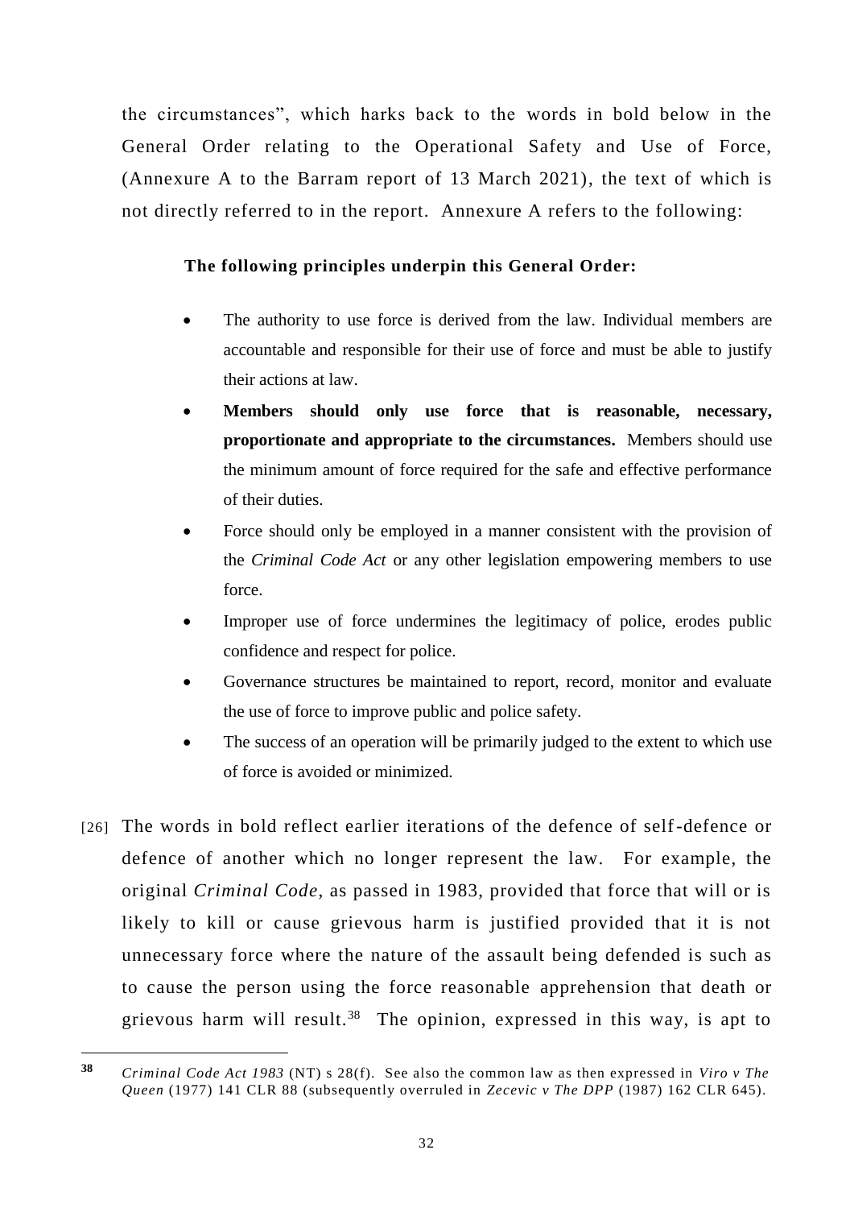the circumstances", which harks back to the words in bold below in the General Order relating to the Operational Safety and Use of Force, (Annexure A to the Barram report of 13 March 2021), the text of which is not directly referred to in the report. Annexure A refers to the following:

**The following principles underpin this General Order:**

- The authority to use force is derived from the law. Individual members are accountable and responsible for their use of force and must be able to justify their actions at law.
- **Members should only use force that is reasonable, necessary, proportionate and appropriate to the circumstances.** Members should use the minimum amount of force required for the safe and effective performance of their duties.
- Force should only be employed in a manner consistent with the provision of the *Criminal Code Act* or any other legislation empowering members to use force.
- Improper use of force undermines the legitimacy of police, erodes public confidence and respect for police.
- Governance structures be maintained to report, record, monitor and evaluate the use of force to improve public and police safety.
- The success of an operation will be primarily judged to the extent to which use of force is avoided or minimized.

[26] The words in bold reflect earlier iterations of the defence of self-defence or defence of another which no longer represent the law. For example, the original *Criminal Code*, as passed in 1983, provided that force that will or is likely to kill or cause grievous harm is justified provided that it is not unnecessary force where the nature of the assault being defended is such as to cause the person using the force reasonable apprehension that death or grievous harm will result.[38] The opinion, expressed in this way, is apt to

---

[38] *Criminal Code Act 1983* (NT) s 28(f). See also the common law as then expressed in *Viro v The Queen* (1977) 141 CLR 88 (subsequently overruled in *Zecevic v The DPP* (1987) 162 CLR 645).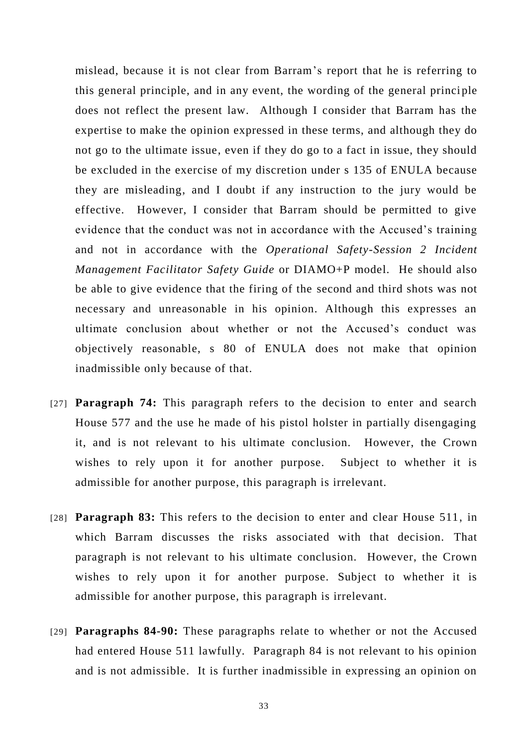mislead, because it is not clear from Barram's report that he is referring to this general principle, and in any event, the wording of the general principle does not reflect the present law. Although I consider that Barram has the expertise to make the opinion expressed in these terms, and although they do not go to the ultimate issue, even if they do go to a fact in issue, they should be excluded in the exercise of my discretion under s 135 of ENULA because they are misleading, and I doubt if any instruction to the jury would be effective. However, I consider that Barram should be permitted to give evidence that the conduct was not in accordance with the Accused's training and not in accordance with the *Operational Safety-Session 2 Incident Management Facilitator Safety Guide* or DIAMO+P model. He should also be able to give evidence that the firing of the second and third shots was not necessary and unreasonable in his opinion. Although this expresses an ultimate conclusion about whether or not the Accused's conduct was objectively reasonable, s 80 of ENULA does not make that opinion inadmissible only because of that.

[27] **Paragraph 74:** This paragraph refers to the decision to enter and search House 577 and the use he made of his pistol holster in partially disengaging it, and is not relevant to his ultimate conclusion. However, the Crown wishes to rely upon it for another purpose. Subject to whether it is admissible for another purpose, this paragraph is irrelevant.

[28] **Paragraph 83:** This refers to the decision to enter and clear House 511, in which Barram discusses the risks associated with that decision. That paragraph is not relevant to his ultimate conclusion. However, the Crown wishes to rely upon it for another purpose. Subject to whether it is admissible for another purpose, this paragraph is irrelevant.

[29] **Paragraphs 84-90:** These paragraphs relate to whether or not the Accused had entered House 511 lawfully. Paragraph 84 is not relevant to his opinion and is not admissible. It is further inadmissible in expressing an opinion on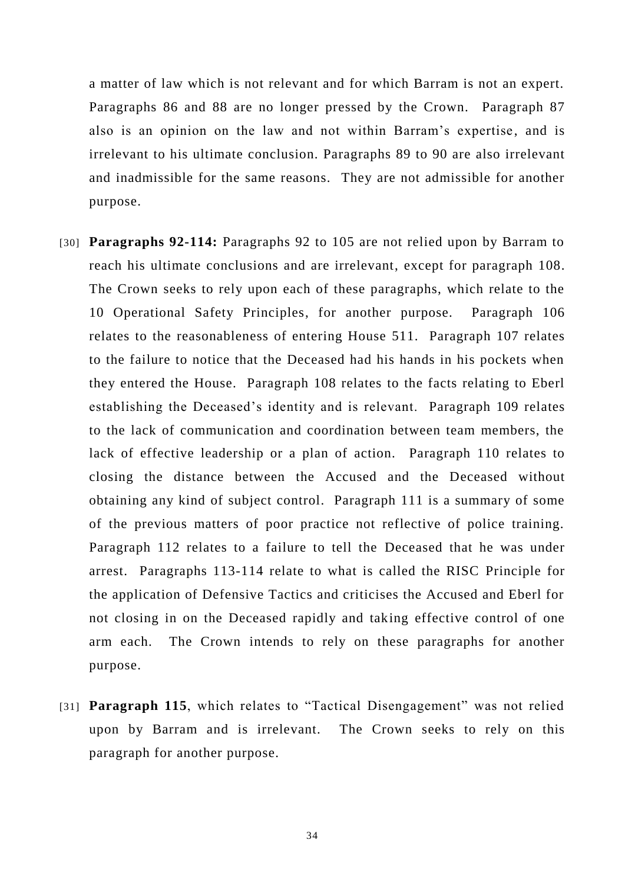a matter of law which is not relevant and for which Barram is not an expert. Paragraphs 86 and 88 are no longer pressed by the Crown. Paragraph 87 also is an opinion on the law and not within Barram's expertise, and is irrelevant to his ultimate conclusion. Paragraphs 89 to 90 are also irrelevant and inadmissible for the same reasons. They are not admissible for another purpose.

[30] **Paragraphs 92-114:** Paragraphs 92 to 105 are not relied upon by Barram to reach his ultimate conclusions and are irrelevant, except for paragraph 108. The Crown seeks to rely upon each of these paragraphs, which relate to the 10 Operational Safety Principles, for another purpose. Paragraph 106 relates to the reasonableness of entering House 511. Paragraph 107 relates to the failure to notice that the Deceased had his hands in his pockets when they entered the House. Paragraph 108 relates to the facts relating to Eberl establishing the Deceased's identity and is relevant. Paragraph 109 relates to the lack of communication and coordination between team members, the lack of effective leadership or a plan of action. Paragraph 110 relates to closing the distance between the Accused and the Deceased without obtaining any kind of subject control. Paragraph 111 is a summary of some of the previous matters of poor practice not reflective of police training. Paragraph 112 relates to a failure to tell the Deceased that he was under arrest. Paragraphs 113-114 relate to what is called the RISC Principle for the application of Defensive Tactics and criticises the Accused and Eberl for not closing in on the Deceased rapidly and taking effective control of one arm each. The Crown intends to rely on these paragraphs for another purpose.

[31] **Paragraph 115**, which relates to "Tactical Disengagement" was not relied upon by Barram and is irrelevant. The Crown seeks to rely on this paragraph for another purpose.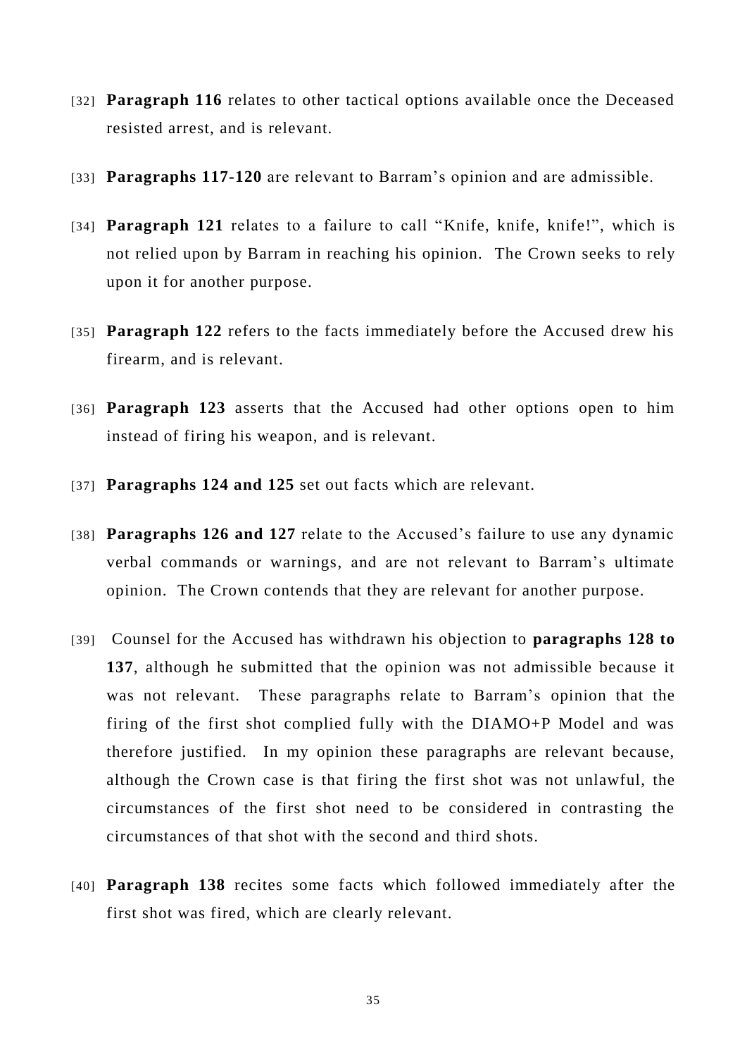[32] **Paragraph 116** relates to other tactical options available once the Deceased resisted arrest, and is relevant.

[33] **Paragraphs 117-120** are relevant to Barram's opinion and are admissible.

[34] **Paragraph 121** relates to a failure to call "Knife, knife, knife!", which is not relied upon by Barram in reaching his opinion. The Crown seeks to rely upon it for another purpose.

[35] **Paragraph 122** refers to the facts immediately before the Accused drew his firearm, and is relevant.

[36] **Paragraph 123** asserts that the Accused had other options open to him instead of firing his weapon, and is relevant.

[37] **Paragraphs 124 and 125** set out facts which are relevant.

[38] **Paragraphs 126 and 127** relate to the Accused's failure to use any dynamic verbal commands or warnings, and are not relevant to Barram's ultimate opinion. The Crown contends that they are relevant for another purpose.

[39] Counsel for the Accused has withdrawn his objection to **paragraphs 128 to 137**, although he submitted that the opinion was not admissible because it was not relevant. These paragraphs relate to Barram's opinion that the firing of the first shot complied fully with the DIAMO+P Model and was therefore justified. In my opinion these paragraphs are relevant because, although the Crown case is that firing the first shot was not unlawful, the circumstances of the first shot need to be considered in contrasting the circumstances of that shot with the second and third shots.

[40] **Paragraph 138** recites some facts which followed immediately after the first shot was fired, which are clearly relevant.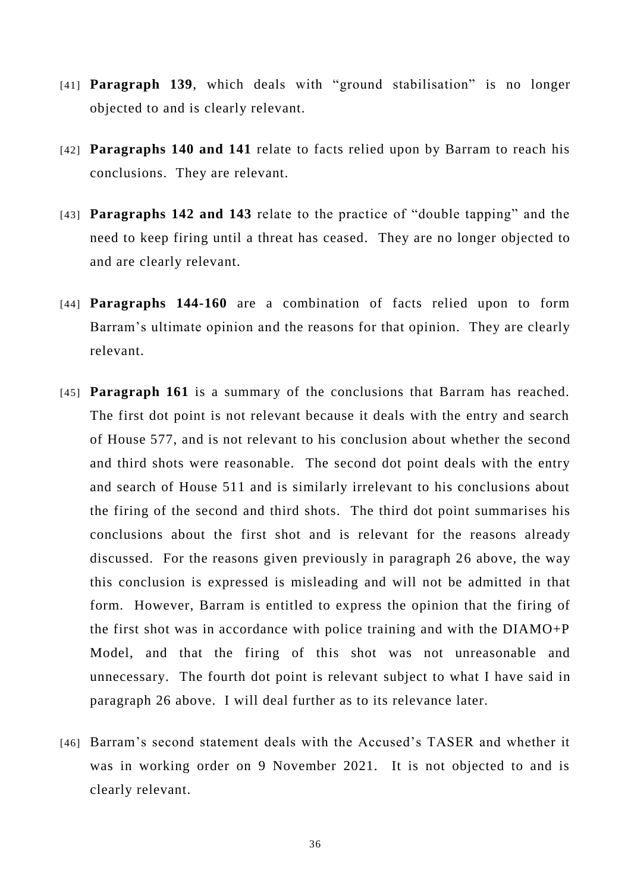[41] **Paragraph 139**, which deals with "ground stabilisation" is no longer objected to and is clearly relevant.

[42] **Paragraphs 140 and 141** relate to facts relied upon by Barram to reach his conclusions. They are relevant.

[43] **Paragraphs 142 and 143** relate to the practice of "double tapping" and the need to keep firing until a threat has ceased. They are no longer objected to and are clearly relevant.

[44] **Paragraphs 144-160** are a combination of facts relied upon to form Barram's ultimate opinion and the reasons for that opinion. They are clearly relevant.

[45] **Paragraph 161** is a summary of the conclusions that Barram has reached. The first dot point is not relevant because it deals with the entry and search of House 577, and is not relevant to his conclusion about whether the second and third shots were reasonable. The second dot point deals with the entry and search of House 511 and is similarly irrelevant to his conclusions about the firing of the second and third shots. The third dot point summarises his conclusions about the first shot and is relevant for the reasons already discussed. For the reasons given previously in paragraph 26 above, the way this conclusion is expressed is misleading and will not be admitted in that form. However, Barram is entitled to express the opinion that the firing of the first shot was in accordance with police training and with the DIAMO+P Model, and that the firing of this shot was not unreasonable and unnecessary. The fourth dot point is relevant subject to what I have said in paragraph 26 above. I will deal further as to its relevance later.

[46] Barram's second statement deals with the Accused's TASER and whether it was in working order on 9 November 2021. It is not objected to and is clearly relevant.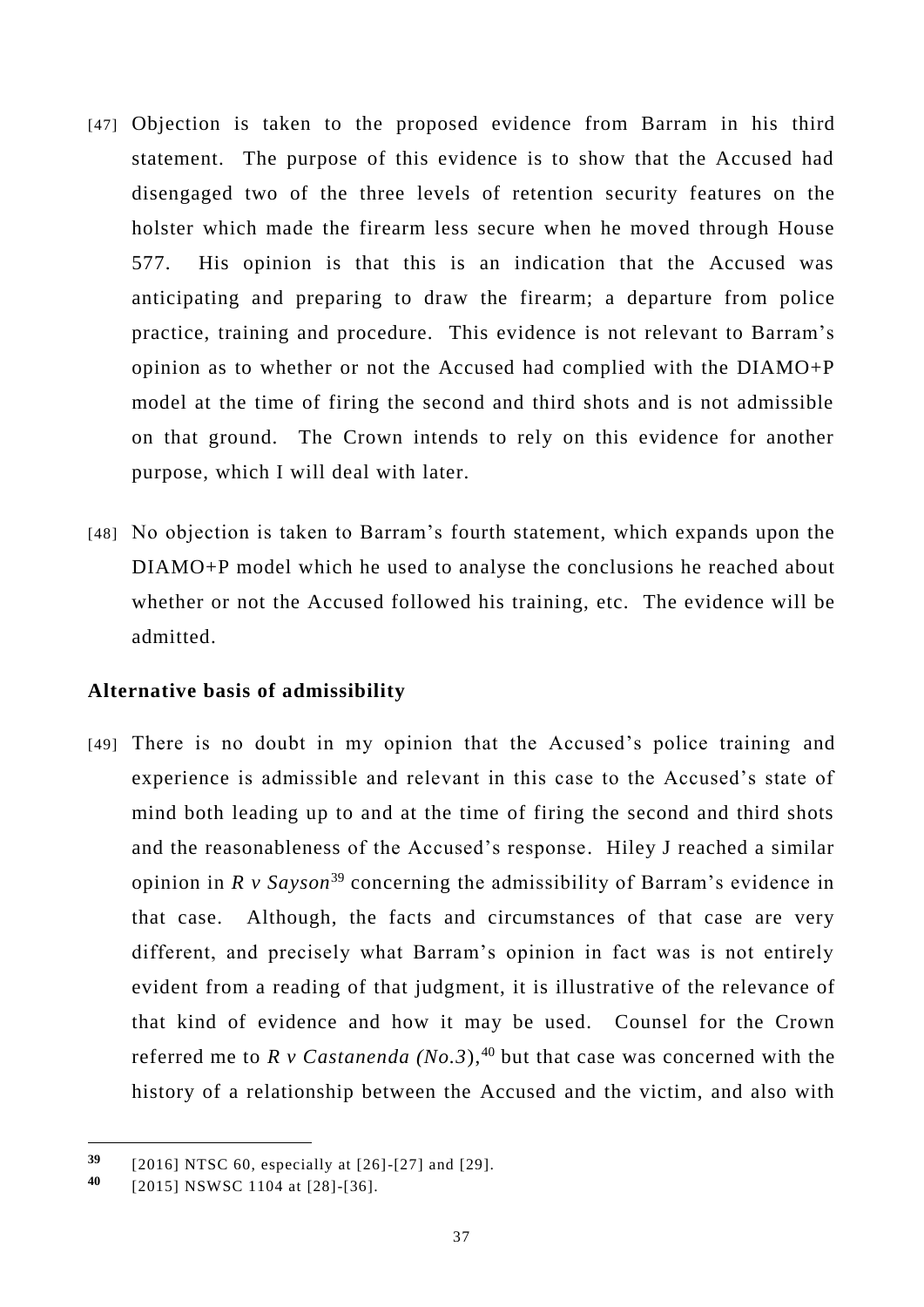[47] Objection is taken to the proposed evidence from Barram in his third statement. The purpose of this evidence is to show that the Accused had disengaged two of the three levels of retention security features on the holster which made the firearm less secure when he moved through House 577. His opinion is that this is an indication that the Accused was anticipating and preparing to draw the firearm; a departure from police practice, training and procedure. This evidence is not relevant to Barram's opinion as to whether or not the Accused had complied with the DIAMO+P model at the time of firing the second and third shots and is not admissible on that ground. The Crown intends to rely on this evidence for another purpose, which I will deal with later.

[48] No objection is taken to Barram's fourth statement, which expands upon the DIAMO+P model which he used to analyse the conclusions he reached about whether or not the Accused followed his training, etc. The evidence will be admitted.

### Alternative basis of admissibility

[49] There is no doubt in my opinion that the Accused's police training and experience is admissible and relevant in this case to the Accused's state of mind both leading up to and at the time of firing the second and third shots and the reasonableness of the Accused's response. Hiley J reached a similar opinion in *R v Sayson*[39] concerning the admissibility of Barram's evidence in that case. Although, the facts and circumstances of that case are very different, and precisely what Barram's opinion in fact was is not entirely evident from a reading of that judgment, it is illustrative of the relevance of that kind of evidence and how it may be used. Counsel for the Crown referred me to *R v Castanenda (No.3)*,[40] but that case was concerned with the history of a relationship between the Accused and the victim, and also with

---

[39] [2016] NTSC 60, especially at [26]-[27] and [29].

[40] [2015] NSWSC 1104 at [28]-[36].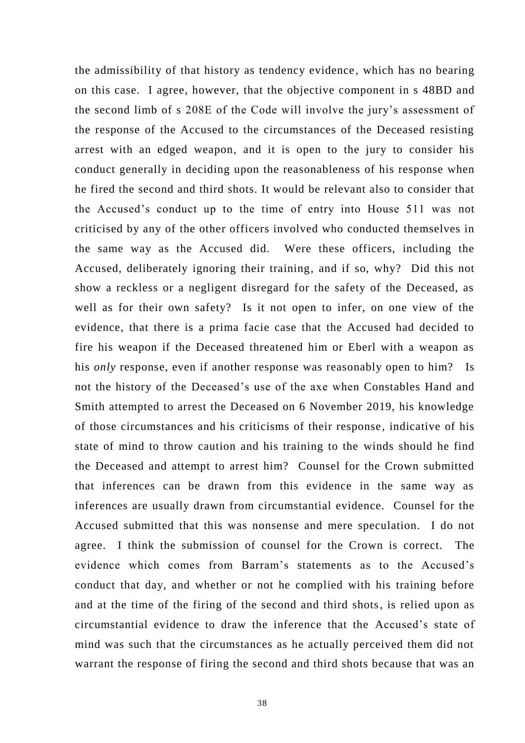the admissibility of that history as tendency evidence, which has no bearing on this case. I agree, however, that the objective component in s 48BD and the second limb of s 208E of the Code will involve the jury's assessment of the response of the Accused to the circumstances of the Deceased resisting arrest with an edged weapon, and it is open to the jury to consider his conduct generally in deciding upon the reasonableness of his response when he fired the second and third shots. It would be relevant also to consider that the Accused's conduct up to the time of entry into House 511 was not criticised by any of the other officers involved who conducted themselves in the same way as the Accused did. Were these officers, including the Accused, deliberately ignoring their training, and if so, why? Did this not show a reckless or a negligent disregard for the safety of the Deceased, as well as for their own safety? Is it not open to infer, on one view of the evidence, that there is a prima facie case that the Accused had decided to fire his weapon if the Deceased threatened him or Eberl with a weapon as his *only* response, even if another response was reasonably open to him? Is not the history of the Deceased's use of the axe when Constables Hand and Smith attempted to arrest the Deceased on 6 November 2019, his knowledge of those circumstances and his criticisms of their response, indicative of his state of mind to throw caution and his training to the winds should he find the Deceased and attempt to arrest him? Counsel for the Crown submitted that inferences can be drawn from this evidence in the same way as inferences are usually drawn from circumstantial evidence. Counsel for the Accused submitted that this was nonsense and mere speculation. I do not agree. I think the submission of counsel for the Crown is correct. The evidence which comes from Barram's statements as to the Accused's conduct that day, and whether or not he complied with his training before and at the time of the firing of the second and third shots, is relied upon as circumstantial evidence to draw the inference that the Accused's state of mind was such that the circumstances as he actually perceived them did not warrant the response of firing the second and third shots because that was an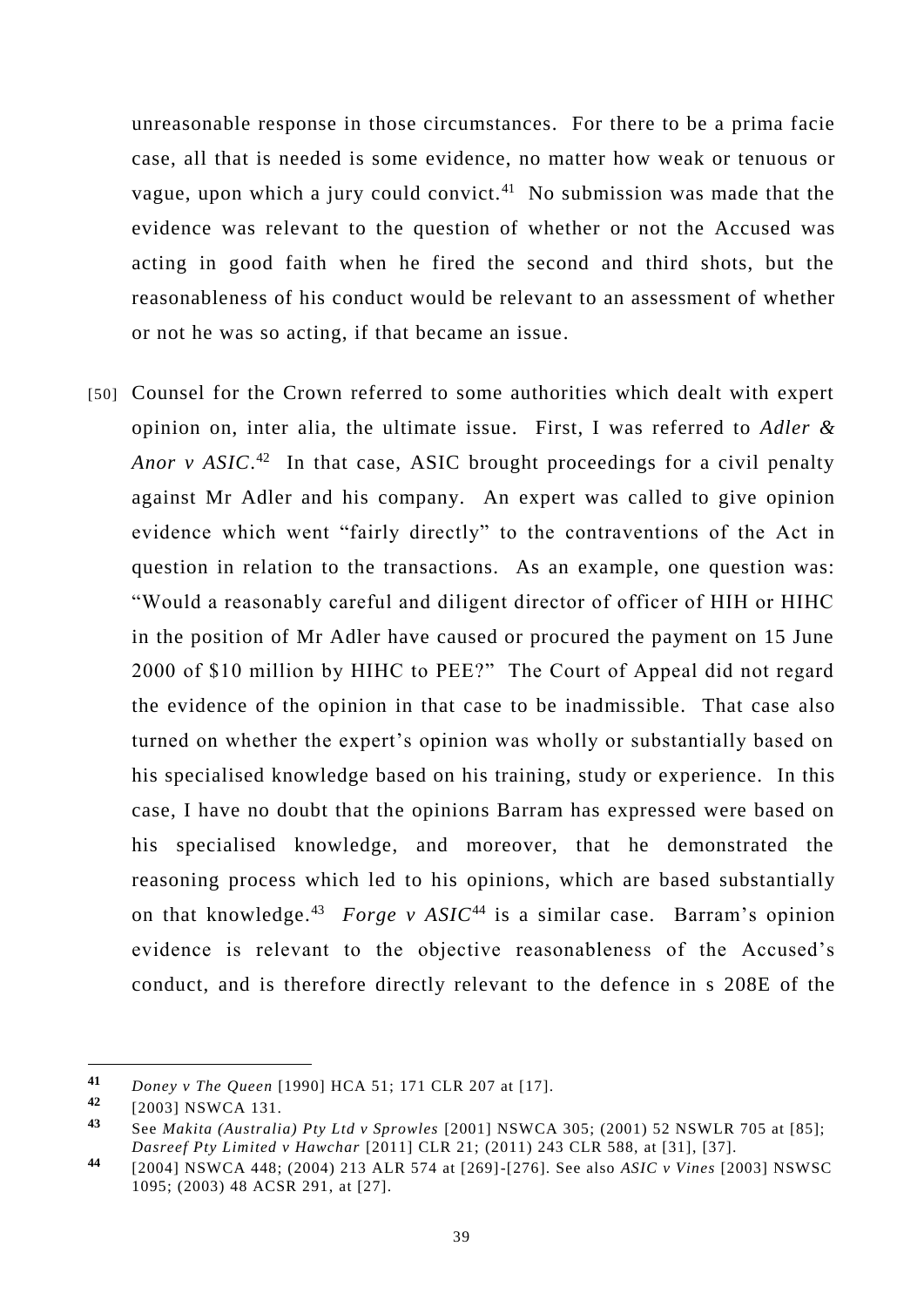unreasonable response in those circumstances. For there to be a prima facie case, all that is needed is some evidence, no matter how weak or tenuous or vague, upon which a jury could convict.[41] No submission was made that the evidence was relevant to the question of whether or not the Accused was acting in good faith when he fired the second and third shots, but the reasonableness of his conduct would be relevant to an assessment of whether or not he was so acting, if that became an issue.

[50] Counsel for the Crown referred to some authorities which dealt with expert opinion on, inter alia, the ultimate issue. First, I was referred to *Adler & Anor v ASIC*.[42] In that case, ASIC brought proceedings for a civil penalty against Mr Adler and his company. An expert was called to give opinion evidence which went "fairly directly" to the contraventions of the Act in question in relation to the transactions. As an example, one question was: "Would a reasonably careful and diligent director of officer of HIH or HIHC in the position of Mr Adler have caused or procured the payment on 15 June 2000 of $10 million by HIHC to PEE?" The Court of Appeal did not regard the evidence of the opinion in that case to be inadmissible. That case also turned on whether the expert's opinion was wholly or substantially based on his specialised knowledge based on his training, study or experience. In this case, I have no doubt that the opinions Barram has expressed were based on his specialised knowledge, and moreover, that he demonstrated the reasoning process which led to his opinions, which are based substantially on that knowledge.[43] *Forge v ASIC*[44] is a similar case. Barram's opinion evidence is relevant to the objective reasonableness of the Accused's conduct, and is therefore directly relevant to the defence in s 208E of the

---

[41] *Doney v The Queen* [1990] HCA 51; 171 CLR 207 at [17].

[42] [2003] NSWCA 131.

[43] See *Makita (Australia) Pty Ltd v Sprowles* [2001] NSWCA 305; (2001) 52 NSWLR 705 at [85]; *Dasreef Pty Limited v Hawchar* [2011] CLR 21; (2011) 243 CLR 588, at [31], [37].

[44] [2004] NSWCA 448; (2004) 213 ALR 574 at [269]-[276]. See also *ASIC v Vines* [2003] NSWSC 1095; (2003) 48 ACSR 291, at [27].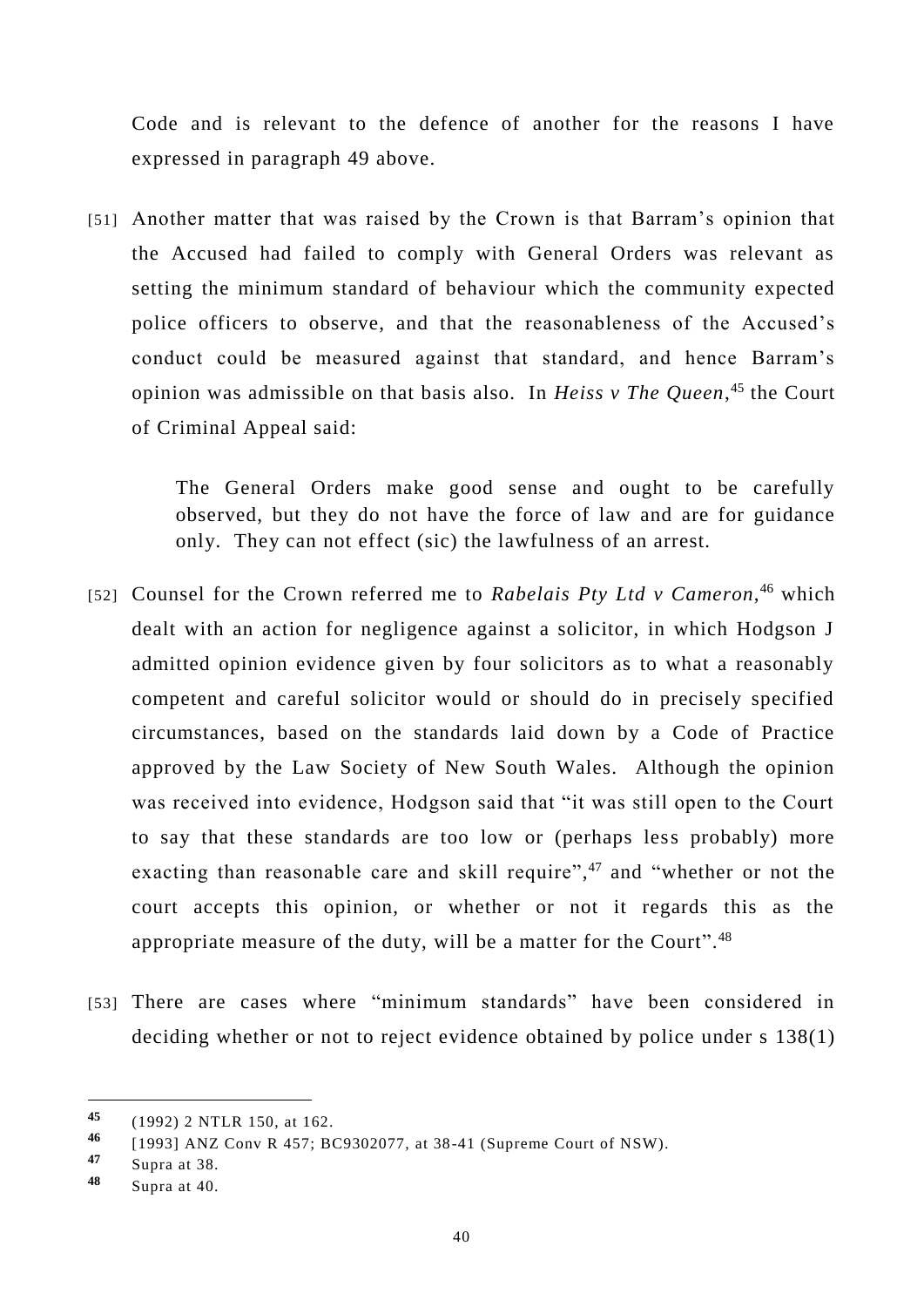Code and is relevant to the defence of another for the reasons I have expressed in paragraph 49 above.

[51] Another matter that was raised by the Crown is that Barram's opinion that the Accused had failed to comply with General Orders was relevant as setting the minimum standard of behaviour which the community expected police officers to observe, and that the reasonableness of the Accused's conduct could be measured against that standard, and hence Barram's opinion was admissible on that basis also. In *Heiss v The Queen*,[45] the Court of Criminal Appeal said:

> The General Orders make good sense and ought to be carefully observed, but they do not have the force of law and are for guidance only. They can not effect (sic) the lawfulness of an arrest.

[52] Counsel for the Crown referred me to *Rabelais Pty Ltd v Cameron*,[46] which dealt with an action for negligence against a solicitor, in which Hodgson J admitted opinion evidence given by four solicitors as to what a reasonably competent and careful solicitor would or should do in precisely specified circumstances, based on the standards laid down by a Code of Practice approved by the Law Society of New South Wales. Although the opinion was received into evidence, Hodgson said that "it was still open to the Court to say that these standards are too low or (perhaps less probably) more exacting than reasonable care and skill require",[47] and "whether or not the court accepts this opinion, or whether or not it regards this as the appropriate measure of the duty, will be a matter for the Court".[48]

[53] There are cases where "minimum standards" have been considered in deciding whether or not to reject evidence obtained by police under s 138(1)

---

**45** (1992) 2 NTLR 150, at 162.

**46** [1993] ANZ Conv R 457; BC9302077, at 38-41 (Supreme Court of NSW).

**47** Supra at 38.

**48** Supra at 40.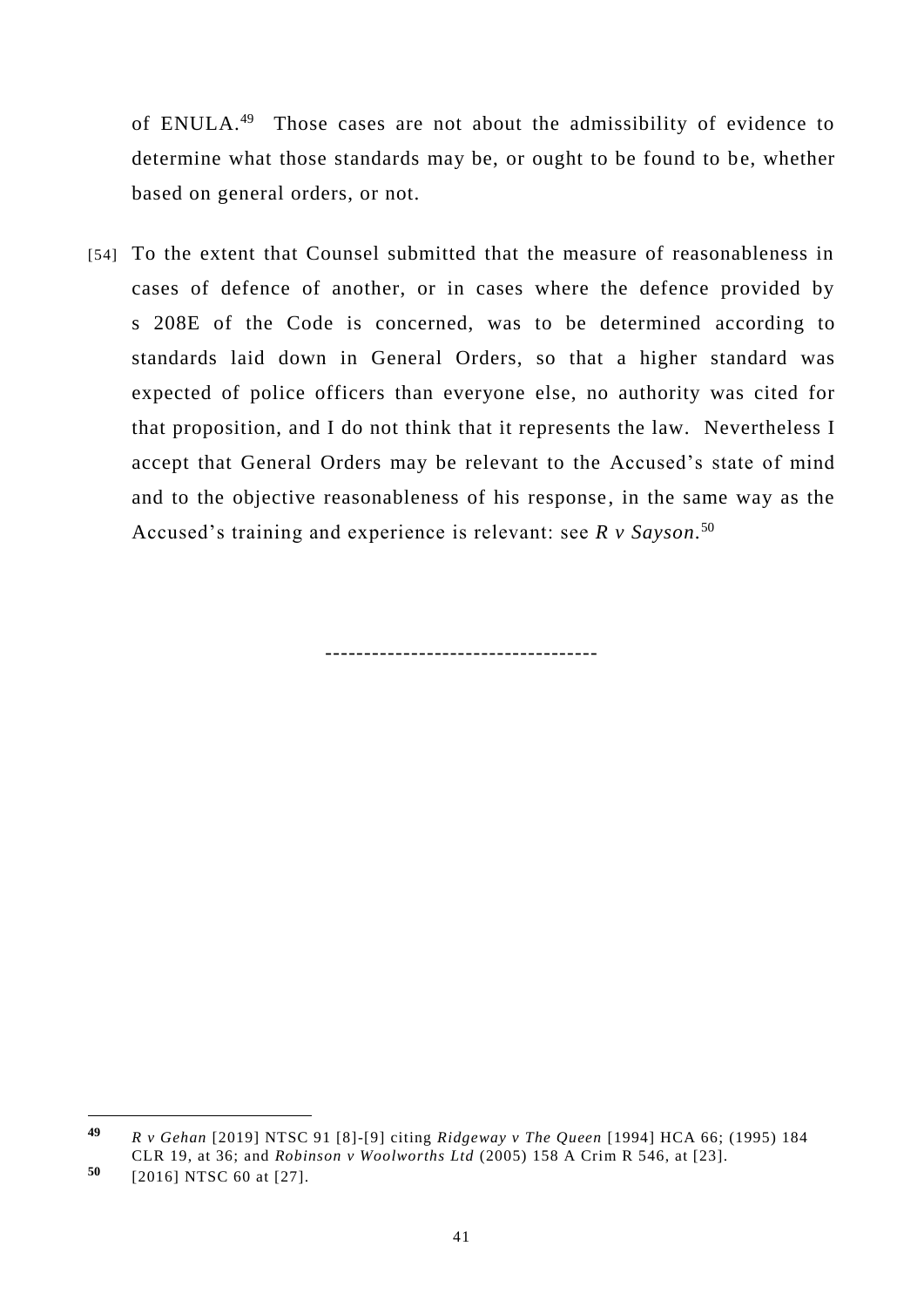of ENULA.[49] Those cases are not about the admissibility of evidence to determine what those standards may be, or ought to be found to be, whether based on general orders, or not.

[54] To the extent that Counsel submitted that the measure of reasonableness in cases of defence of another, or in cases where the defence provided by s 208E of the Code is concerned, was to be determined according to standards laid down in General Orders, so that a higher standard was expected of police officers than everyone else, no authority was cited for that proposition, and I do not think that it represents the law. Nevertheless I accept that General Orders may be relevant to the Accused's state of mind and to the objective reasonableness of his response, in the same way as the Accused's training and experience is relevant: see *R v Sayson*.[50]

-----------------------------------

---

**49** *R v Gehan* [2019] NTSC 91 [8]-[9] citing *Ridgeway v The Queen* [1994] HCA 66; (1995) 184 CLR 19, at 36; and *Robinson v Woolworths Ltd* (2005) 158 A Crim R 546, at [23].

**50** [2016] NTSC 60 at [27].